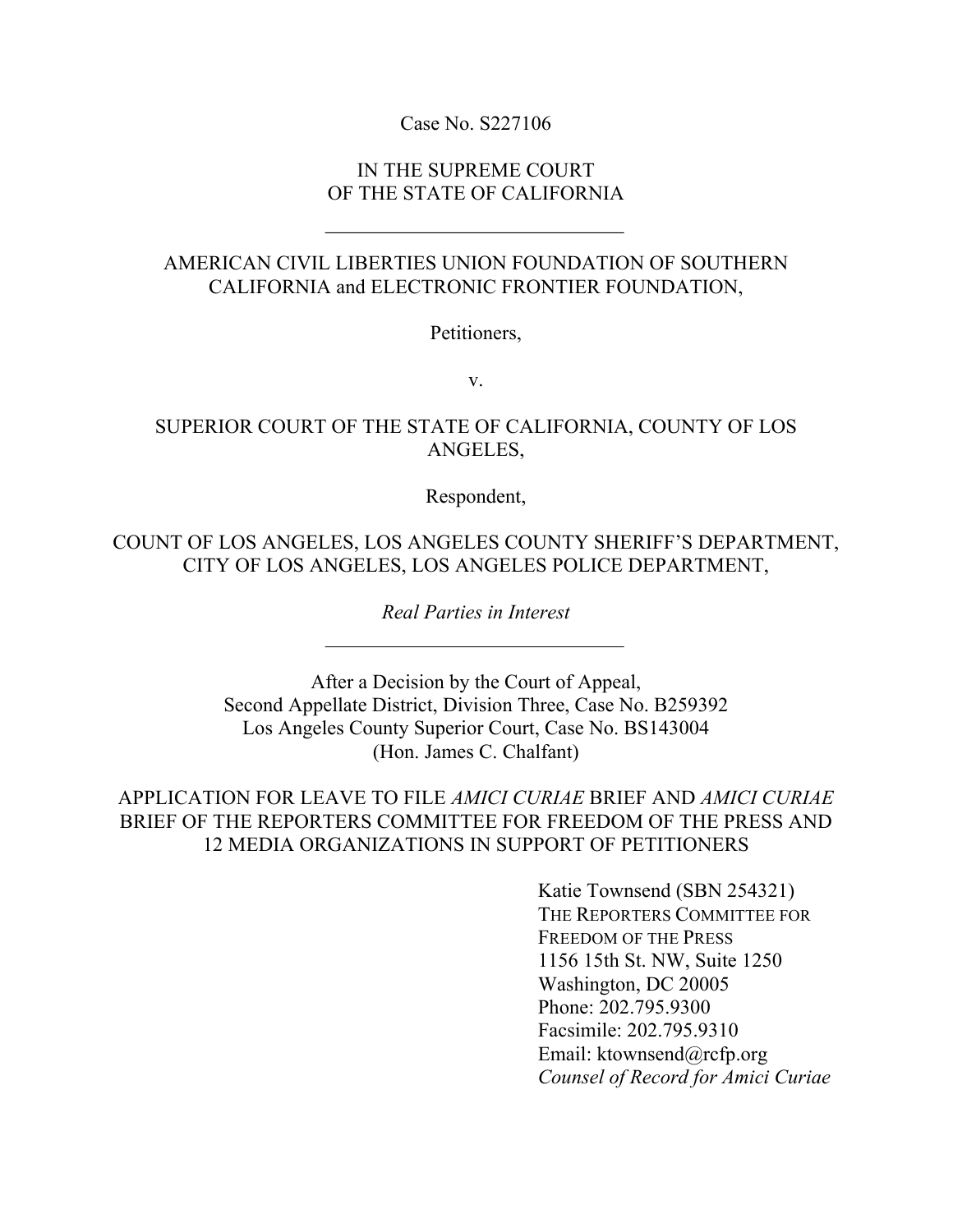Case No. S227106

IN THE SUPREME COURT
OF THE STATE OF CALIFORNIA

---

AMERICAN CIVIL LIBERTIES UNION FOUNDATION OF SOUTHERN CALIFORNIA and ELECTRONIC FRONTIER FOUNDATION,

Petitioners,

v.

SUPERIOR COURT OF THE STATE OF CALIFORNIA, COUNTY OF LOS ANGELES,

Respondent,

COUNT OF LOS ANGELES, LOS ANGELES COUNTY SHERIFF'S DEPARTMENT, CITY OF LOS ANGELES, LOS ANGELES POLICE DEPARTMENT,

*Real Parties in Interest*

---

After a Decision by the Court of Appeal,
Second Appellate District, Division Three, Case No. B259392
Los Angeles County Superior Court, Case No. BS143004
(Hon. James C. Chalfant)

APPLICATION FOR LEAVE TO FILE *AMICI CURIAE* BRIEF AND *AMICI CURIAE* BRIEF OF THE REPORTERS COMMITTEE FOR FREEDOM OF THE PRESS AND 12 MEDIA ORGANIZATIONS IN SUPPORT OF PETITIONERS

Katie Townsend (SBN 254321)
THE REPORTERS COMMITTEE FOR FREEDOM OF THE PRESS
1156 15th St. NW, Suite 1250
Washington, DC 20005
Phone: 202.795.9300
Facsimile: 202.795.9310
Email: ktownsend@rcfp.org
*Counsel of Record for Amici Curiae*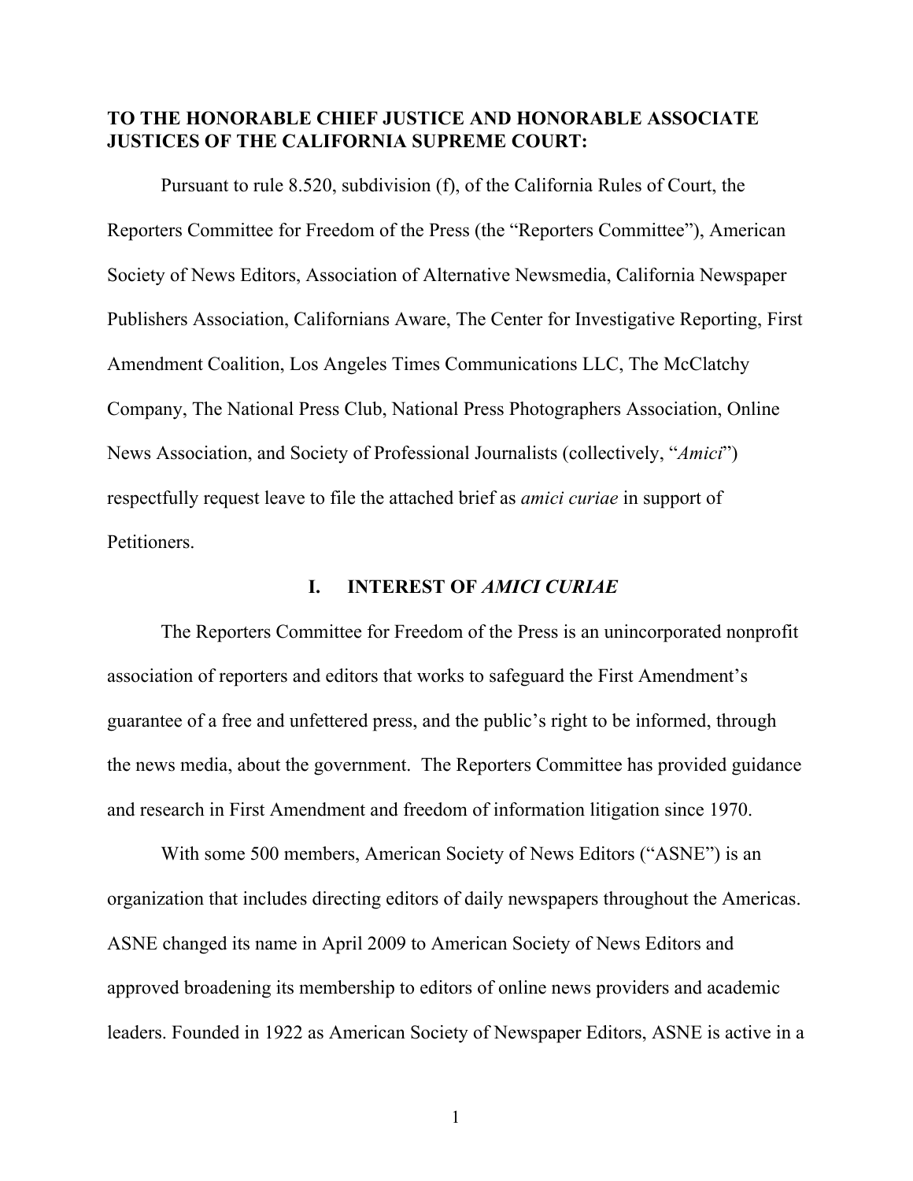**TO THE HONORABLE CHIEF JUSTICE AND HONORABLE ASSOCIATE JUSTICES OF THE CALIFORNIA SUPREME COURT:**

Pursuant to rule 8.520, subdivision (f), of the California Rules of Court, the Reporters Committee for Freedom of the Press (the "Reporters Committee"), American Society of News Editors, Association of Alternative Newsmedia, California Newspaper Publishers Association, Californians Aware, The Center for Investigative Reporting, First Amendment Coalition, Los Angeles Times Communications LLC, The McClatchy Company, The National Press Club, National Press Photographers Association, Online News Association, and Society of Professional Journalists (collectively, "*Amici*") respectfully request leave to file the attached brief as *amici curiae* in support of Petitioners.

## I. INTEREST OF *AMICI CURIAE*

The Reporters Committee for Freedom of the Press is an unincorporated nonprofit association of reporters and editors that works to safeguard the First Amendment's guarantee of a free and unfettered press, and the public's right to be informed, through the news media, about the government. The Reporters Committee has provided guidance and research in First Amendment and freedom of information litigation since 1970.

With some 500 members, American Society of News Editors ("ASNE") is an organization that includes directing editors of daily newspapers throughout the Americas. ASNE changed its name in April 2009 to American Society of News Editors and approved broadening its membership to editors of online news providers and academic leaders. Founded in 1922 as American Society of Newspaper Editors, ASNE is active in a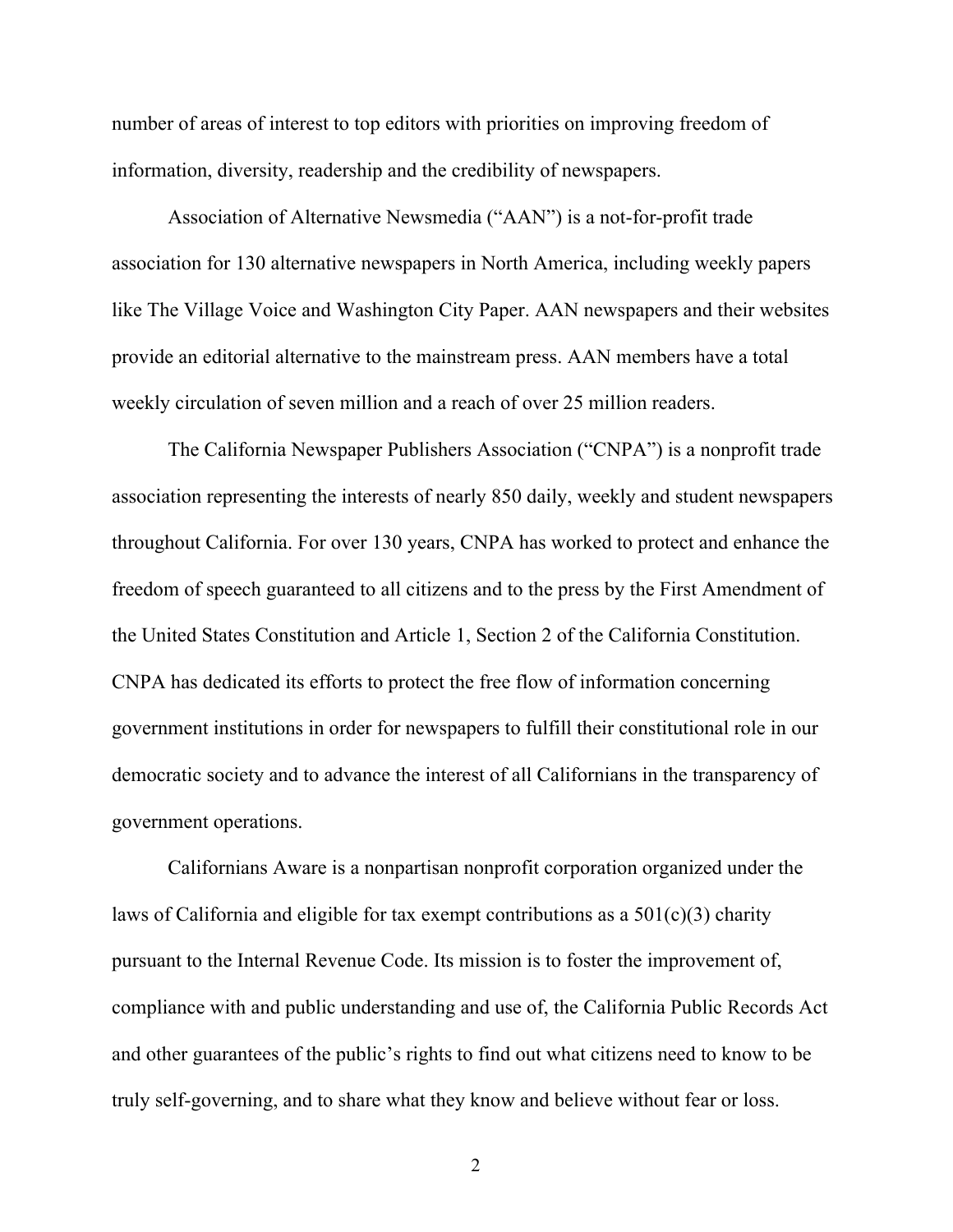number of areas of interest to top editors with priorities on improving freedom of information, diversity, readership and the credibility of newspapers.

Association of Alternative Newsmedia ("AAN") is a not-for-profit trade association for 130 alternative newspapers in North America, including weekly papers like The Village Voice and Washington City Paper. AAN newspapers and their websites provide an editorial alternative to the mainstream press. AAN members have a total weekly circulation of seven million and a reach of over 25 million readers.

The California Newspaper Publishers Association ("CNPA") is a nonprofit trade association representing the interests of nearly 850 daily, weekly and student newspapers throughout California. For over 130 years, CNPA has worked to protect and enhance the freedom of speech guaranteed to all citizens and to the press by the First Amendment of the United States Constitution and Article 1, Section 2 of the California Constitution. CNPA has dedicated its efforts to protect the free flow of information concerning government institutions in order for newspapers to fulfill their constitutional role in our democratic society and to advance the interest of all Californians in the transparency of government operations.

Californians Aware is a nonpartisan nonprofit corporation organized under the laws of California and eligible for tax exempt contributions as a 501(c)(3) charity pursuant to the Internal Revenue Code. Its mission is to foster the improvement of, compliance with and public understanding and use of, the California Public Records Act and other guarantees of the public's rights to find out what citizens need to know to be truly self-governing, and to share what they know and believe without fear or loss.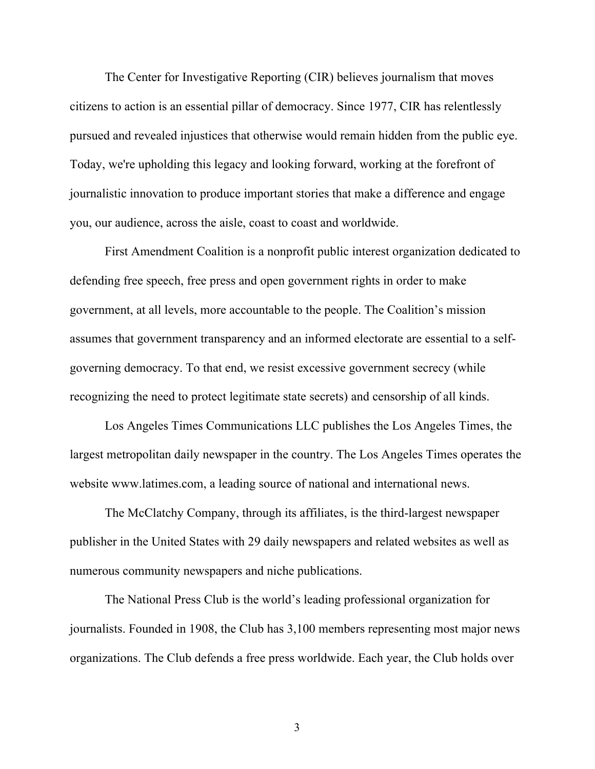The Center for Investigative Reporting (CIR) believes journalism that moves citizens to action is an essential pillar of democracy. Since 1977, CIR has relentlessly pursued and revealed injustices that otherwise would remain hidden from the public eye. Today, we're upholding this legacy and looking forward, working at the forefront of journalistic innovation to produce important stories that make a difference and engage you, our audience, across the aisle, coast to coast and worldwide.

First Amendment Coalition is a nonprofit public interest organization dedicated to defending free speech, free press and open government rights in order to make government, at all levels, more accountable to the people. The Coalition's mission assumes that government transparency and an informed electorate are essential to a self-governing democracy. To that end, we resist excessive government secrecy (while recognizing the need to protect legitimate state secrets) and censorship of all kinds.

Los Angeles Times Communications LLC publishes the Los Angeles Times, the largest metropolitan daily newspaper in the country. The Los Angeles Times operates the website www.latimes.com, a leading source of national and international news.

The McClatchy Company, through its affiliates, is the third-largest newspaper publisher in the United States with 29 daily newspapers and related websites as well as numerous community newspapers and niche publications.

The National Press Club is the world's leading professional organization for journalists. Founded in 1908, the Club has 3,100 members representing most major news organizations. The Club defends a free press worldwide. Each year, the Club holds over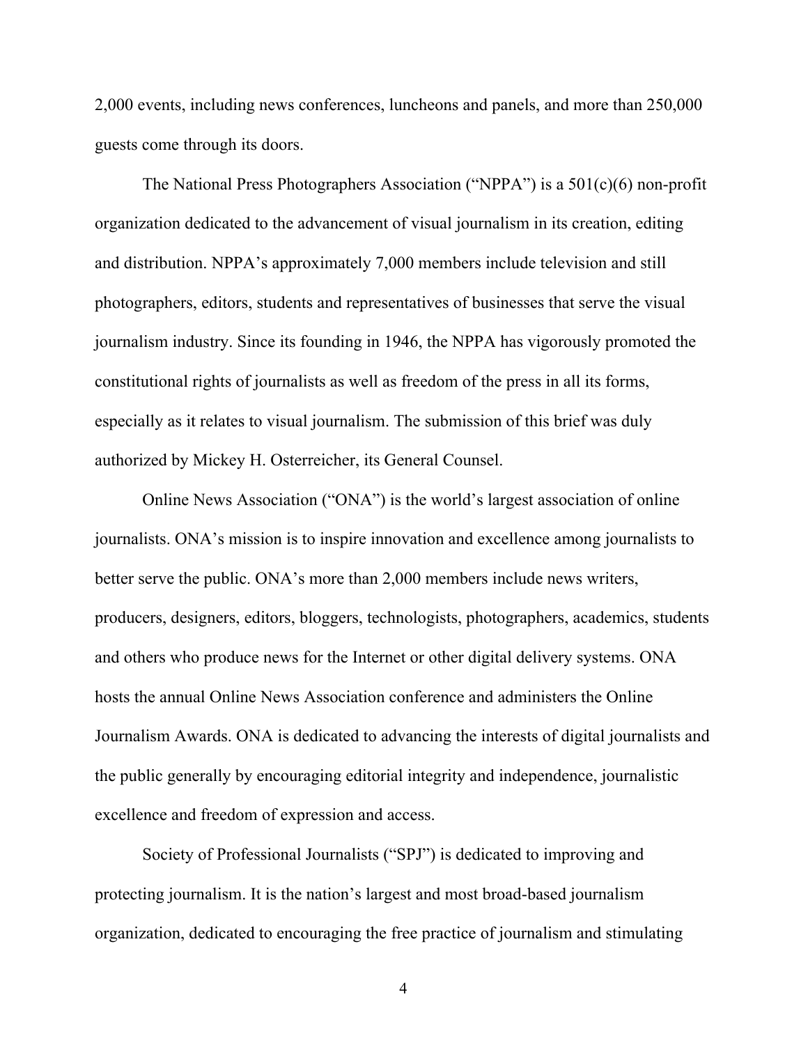2,000 events, including news conferences, luncheons and panels, and more than 250,000 guests come through its doors.

The National Press Photographers Association ("NPPA") is a 501(c)(6) non-profit organization dedicated to the advancement of visual journalism in its creation, editing and distribution. NPPA's approximately 7,000 members include television and still photographers, editors, students and representatives of businesses that serve the visual journalism industry. Since its founding in 1946, the NPPA has vigorously promoted the constitutional rights of journalists as well as freedom of the press in all its forms, especially as it relates to visual journalism. The submission of this brief was duly authorized by Mickey H. Osterreicher, its General Counsel.

Online News Association ("ONA") is the world's largest association of online journalists. ONA's mission is to inspire innovation and excellence among journalists to better serve the public. ONA's more than 2,000 members include news writers, producers, designers, editors, bloggers, technologists, photographers, academics, students and others who produce news for the Internet or other digital delivery systems. ONA hosts the annual Online News Association conference and administers the Online Journalism Awards. ONA is dedicated to advancing the interests of digital journalists and the public generally by encouraging editorial integrity and independence, journalistic excellence and freedom of expression and access.

Society of Professional Journalists ("SPJ") is dedicated to improving and protecting journalism. It is the nation's largest and most broad-based journalism organization, dedicated to encouraging the free practice of journalism and stimulating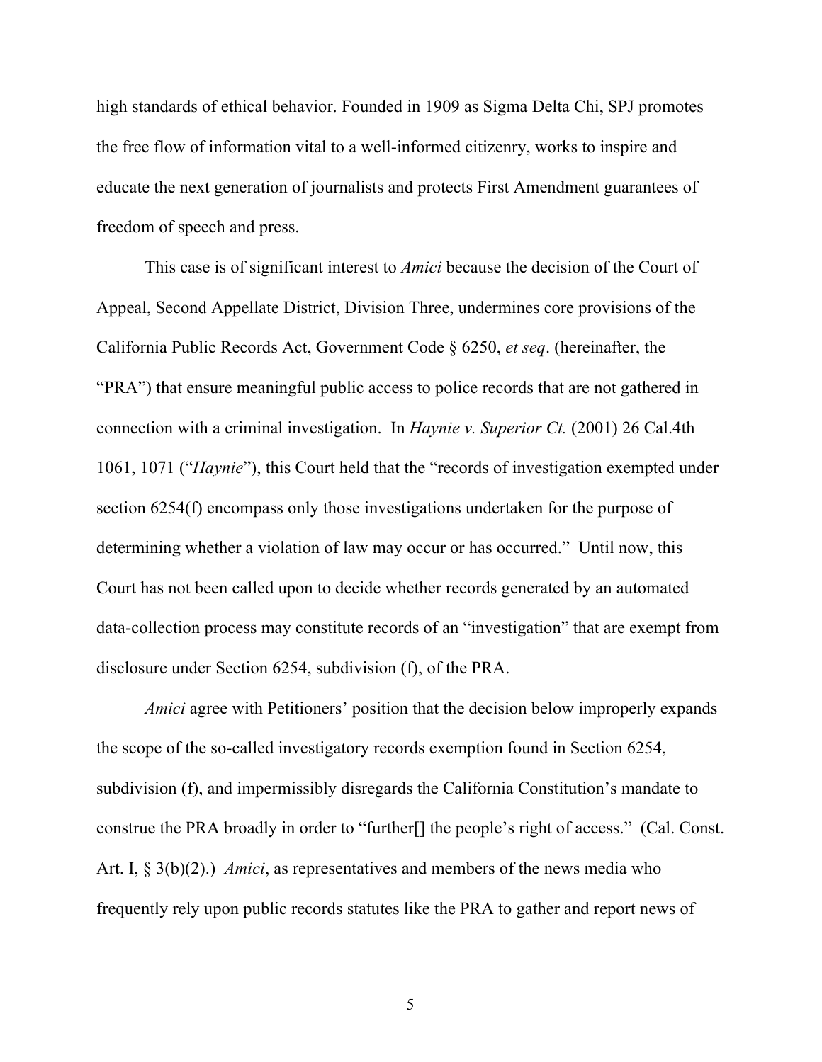high standards of ethical behavior. Founded in 1909 as Sigma Delta Chi, SPJ promotes the free flow of information vital to a well-informed citizenry, works to inspire and educate the next generation of journalists and protects First Amendment guarantees of freedom of speech and press.

This case is of significant interest to *Amici* because the decision of the Court of Appeal, Second Appellate District, Division Three, undermines core provisions of the California Public Records Act, Government Code § 6250, *et seq*. (hereinafter, the "PRA") that ensure meaningful public access to police records that are not gathered in connection with a criminal investigation. In *Haynie v. Superior Ct.* (2001) 26 Cal.4th 1061, 1071 ("*Haynie*"), this Court held that the "records of investigation exempted under section 6254(f) encompass only those investigations undertaken for the purpose of determining whether a violation of law may occur or has occurred." Until now, this Court has not been called upon to decide whether records generated by an automated data-collection process may constitute records of an "investigation" that are exempt from disclosure under Section 6254, subdivision (f), of the PRA.

*Amici* agree with Petitioners' position that the decision below improperly expands the scope of the so-called investigatory records exemption found in Section 6254, subdivision (f), and impermissibly disregards the California Constitution's mandate to construe the PRA broadly in order to "further[] the people's right of access." (Cal. Const. Art. I, § 3(b)(2).) *Amici*, as representatives and members of the news media who frequently rely upon public records statutes like the PRA to gather and report news of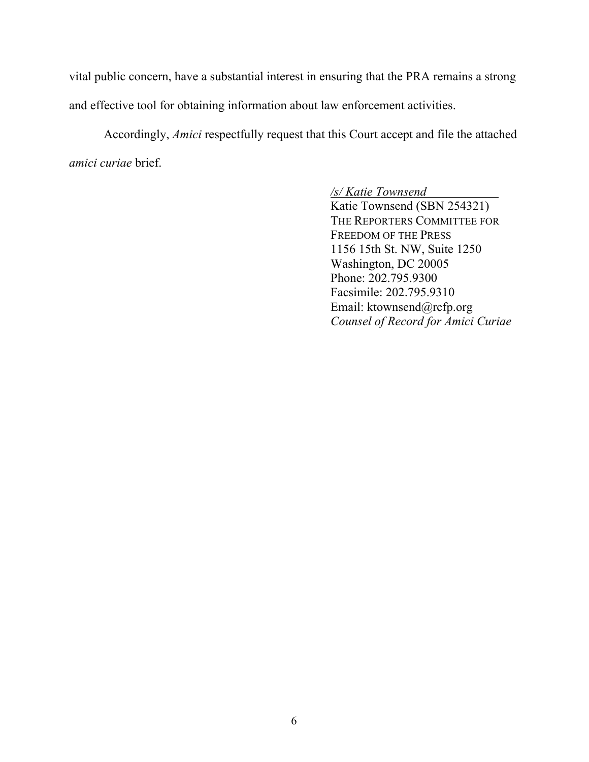vital public concern, have a substantial interest in ensuring that the PRA remains a strong and effective tool for obtaining information about law enforcement activities.

Accordingly, *Amici* respectfully request that this Court accept and file the attached *amici curiae* brief.

*/s/ Katie Townsend*
Katie Townsend (SBN 254321)
THE REPORTERS COMMITTEE FOR FREEDOM OF THE PRESS
1156 15th St. NW, Suite 1250
Washington, DC 20005
Phone: 202.795.9300
Facsimile: 202.795.9310
Email: ktownsend@rcfp.org
*Counsel of Record for Amici Curiae*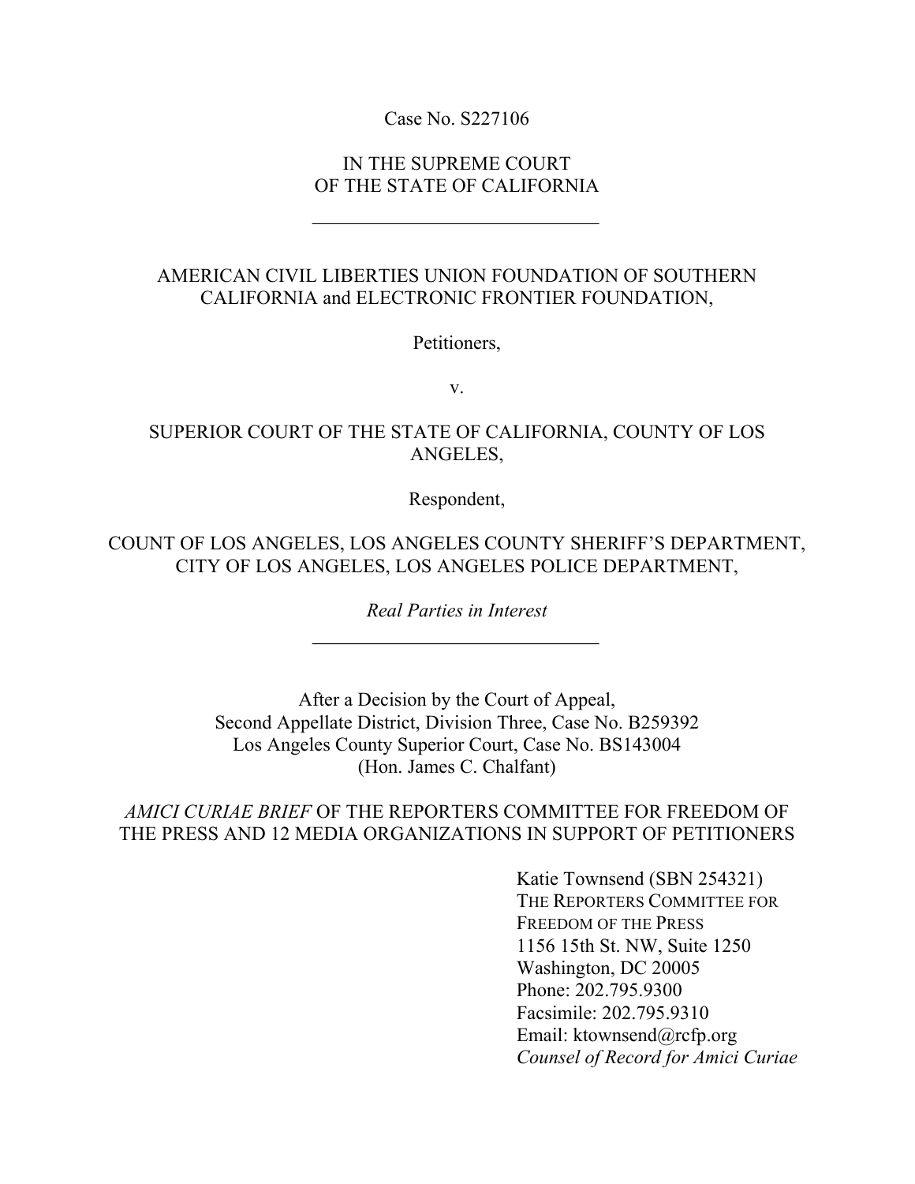Case No. S227106

IN THE SUPREME COURT
OF THE STATE OF CALIFORNIA

---

AMERICAN CIVIL LIBERTIES UNION FOUNDATION OF SOUTHERN CALIFORNIA and ELECTRONIC FRONTIER FOUNDATION,

Petitioners,

v.

SUPERIOR COURT OF THE STATE OF CALIFORNIA, COUNTY OF LOS ANGELES,

Respondent,

COUNT OF LOS ANGELES, LOS ANGELES COUNTY SHERIFF'S DEPARTMENT, CITY OF LOS ANGELES, LOS ANGELES POLICE DEPARTMENT,

*Real Parties in Interest*

---

After a Decision by the Court of Appeal,
Second Appellate District, Division Three, Case No. B259392
Los Angeles County Superior Court, Case No. BS143004
(Hon. James C. Chalfant)

*AMICI CURIAE BRIEF* OF THE REPORTERS COMMITTEE FOR FREEDOM OF THE PRESS AND 12 MEDIA ORGANIZATIONS IN SUPPORT OF PETITIONERS

Katie Townsend (SBN 254321)
THE REPORTERS COMMITTEE FOR FREEDOM OF THE PRESS
1156 15th St. NW, Suite 1250
Washington, DC 20005
Phone: 202.795.9300
Facsimile: 202.795.9310
Email: ktownsend@rcfp.org
*Counsel of Record for Amici Curiae*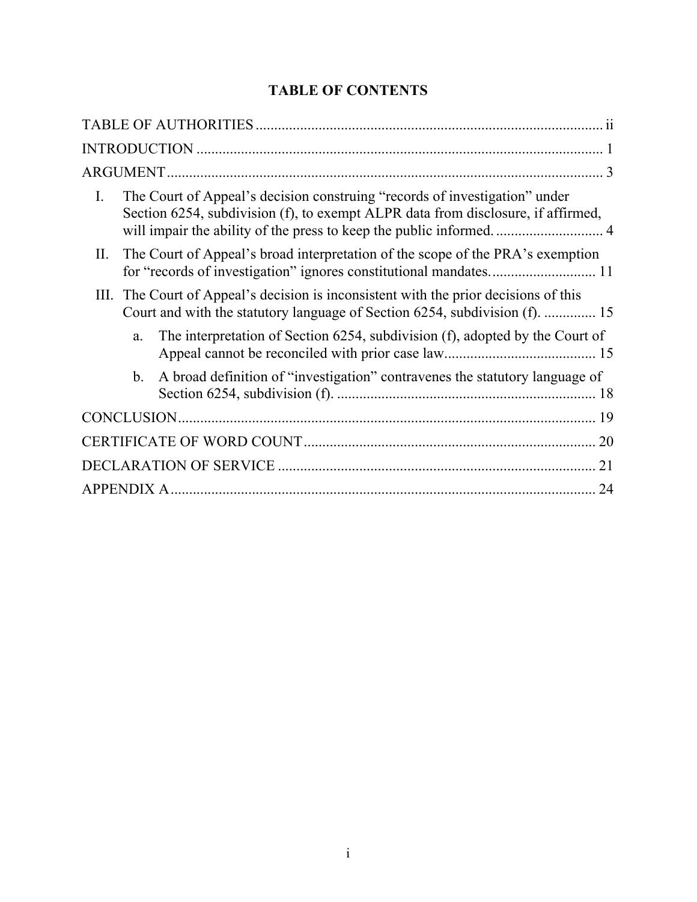# TABLE OF CONTENTS

TABLE OF AUTHORITIES ..... ii

INTRODUCTION ..... 1

ARGUMENT ..... 3

- I. The Court of Appeal's decision construing "records of investigation" under Section 6254, subdivision (f), to exempt ALPR data from disclosure, if affirmed, will impair the ability of the press to keep the public informed. ..... 4
- II. The Court of Appeal's broad interpretation of the scope of the PRA's exemption for "records of investigation" ignores constitutional mandates. ..... 11
- III. The Court of Appeal's decision is inconsistent with the prior decisions of this Court and with the statutory language of Section 6254, subdivision (f). ..... 15
  - a. The interpretation of Section 6254, subdivision (f), adopted by the Court of Appeal cannot be reconciled with prior case law ..... 15
  - b. A broad definition of "investigation" contravenes the statutory language of Section 6254, subdivision (f). ..... 18

CONCLUSION ..... 19

CERTIFICATE OF WORD COUNT ..... 20

DECLARATION OF SERVICE ..... 21

APPENDIX A ..... 24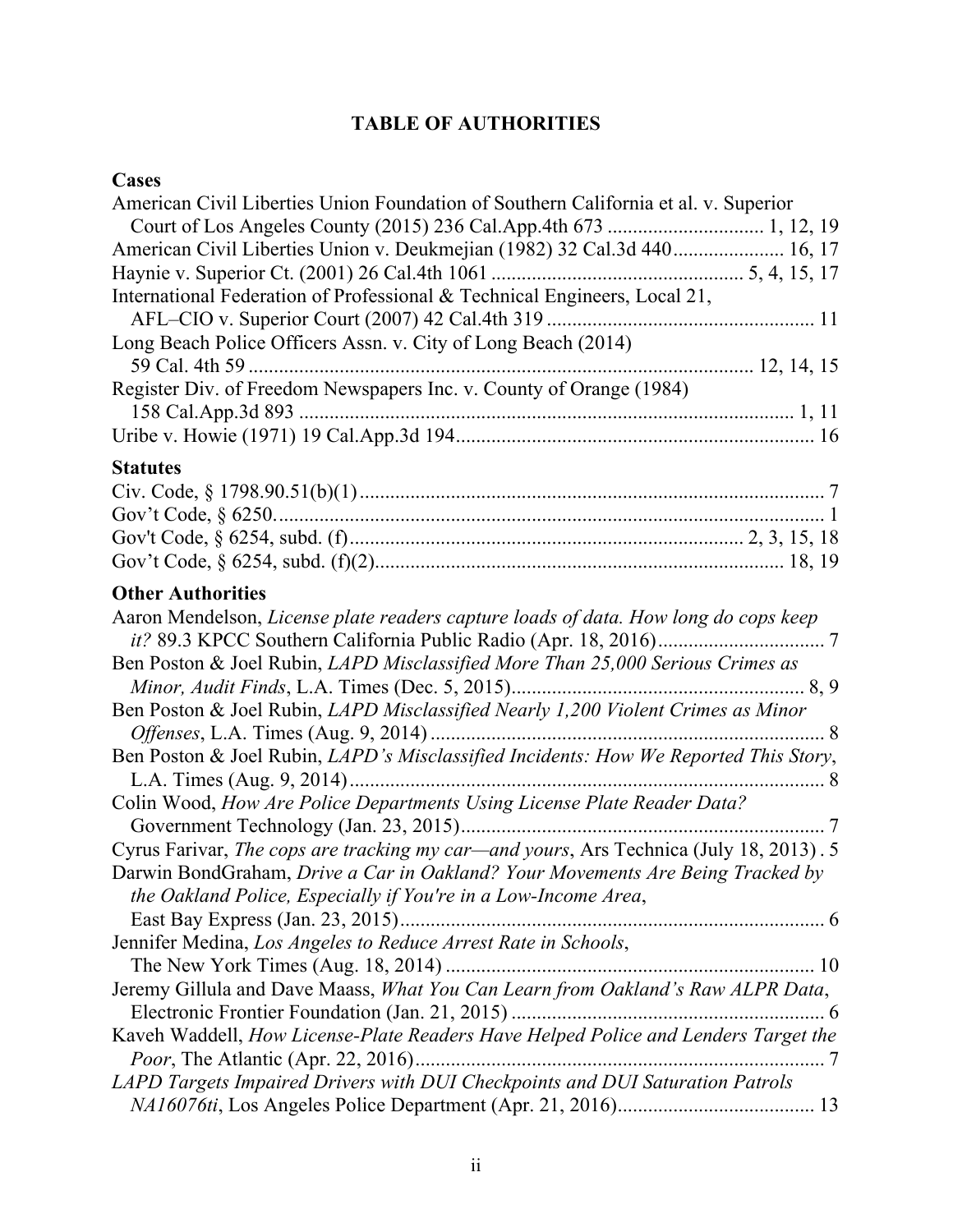# TABLE OF AUTHORITIES

### Cases

American Civil Liberties Union Foundation of Southern California et al. v. Superior Court of Los Angeles County (2015) 236 Cal.App.4th 673 .............................. 1, 12, 19

American Civil Liberties Union v. Deukmejian (1982) 32 Cal.3d 440...................... 16, 17

Haynie v. Superior Ct. (2001) 26 Cal.4th 1061 ................................................ 5, 4, 15, 17

International Federation of Professional & Technical Engineers, Local 21, AFL–CIO v. Superior Court (2007) 42 Cal.4th 319 .................................................... 11

Long Beach Police Officers Assn. v. City of Long Beach (2014) 59 Cal. 4th 59 ................................................................................................ 12, 14, 15

Register Div. of Freedom Newspapers Inc. v. County of Orange (1984) 158 Cal.App.3d 893 ............................................................................................... 1, 11

Uribe v. Howie (1971) 19 Cal.App.3d 194...................................................................... 16

### Statutes

Civ. Code, § 1798.90.51(b)(1)........................................................................................... 7

Gov't Code, § 6250.......................................................................................................... 1

Gov't Code, § 6254, subd. (f)........................................................................... 2, 3, 15, 18

Gov't Code, § 6254, subd. (f)(2)............................................................................... 18, 19

### Other Authorities

Aaron Mendelson, *License plate readers capture loads of data. How long do cops keep it?* 89.3 KPCC Southern California Public Radio (Apr. 18, 2016)................................. 7

Ben Poston & Joel Rubin, *LAPD Misclassified More Than 25,000 Serious Crimes as Minor, Audit Finds*, L.A. Times (Dec. 5, 2015)......................................................... 8, 9

Ben Poston & Joel Rubin, *LAPD Misclassified Nearly 1,200 Violent Crimes as Minor Offenses*, L.A. Times (Aug. 9, 2014) ............................................................................. 8

Ben Poston & Joel Rubin, *LAPD's Misclassified Incidents: How We Reported This Story*, L.A. Times (Aug. 9, 2014)............................................................................................. 8

Colin Wood, *How Are Police Departments Using License Plate Reader Data?* Government Technology (Jan. 23, 2015)....................................................................... 7

Cyrus Farivar, *The cops are tracking my car—and yours*, Ars Technica (July 18, 2013) . 5

Darwin BondGraham, *Drive a Car in Oakland? Your Movements Are Being Tracked by the Oakland Police, Especially if You're in a Low-Income Area*, East Bay Express (Jan. 23, 2015).................................................................................. 6

Jennifer Medina, *Los Angeles to Reduce Arrest Rate in Schools*, The New York Times (Aug. 18, 2014) ....................................................................... 10

Jeremy Gillula and Dave Maass, *What You Can Learn from Oakland's Raw ALPR Data*, Electronic Frontier Foundation (Jan. 21, 2015) ............................................................. 6

Kaveh Waddell, *How License-Plate Readers Have Helped Police and Lenders Target the Poor*, The Atlantic (Apr. 22, 2016)................................................................................ 7

*LAPD Targets Impaired Drivers with DUI Checkpoints and DUI Saturation Patrols NA16076ti*, Los Angeles Police Department (Apr. 21, 2016)....................................... 13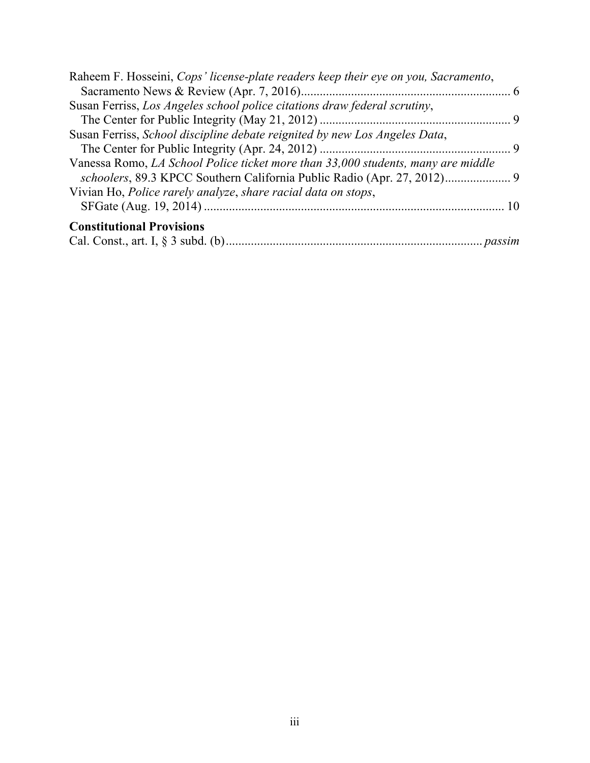Raheem F. Hosseini, *Cops' license-plate readers keep their eye on you, Sacramento*, Sacramento News & Review (Apr. 7, 2016)................................................................... 6

Susan Ferriss, *Los Angeles school police citations draw federal scrutiny*, The Center for Public Integrity (May 21, 2012) ............................................................ 9

Susan Ferriss, *School discipline debate reignited by new Los Angeles Data*, The Center for Public Integrity (Apr. 24, 2012) ............................................................ 9

Vanessa Romo, *LA School Police ticket more than 33,000 students, many are middle schoolers*, 89.3 KPCC Southern California Public Radio (Apr. 27, 2012)..................... 9

Vivian Ho, *Police rarely analyze*, *share racial data on stops*, SFGate (Aug. 19, 2014) .............................................................................................. 10

**Constitutional Provisions**

Cal. Const., art. I, § 3 subd. (b)................................................................................ *passim*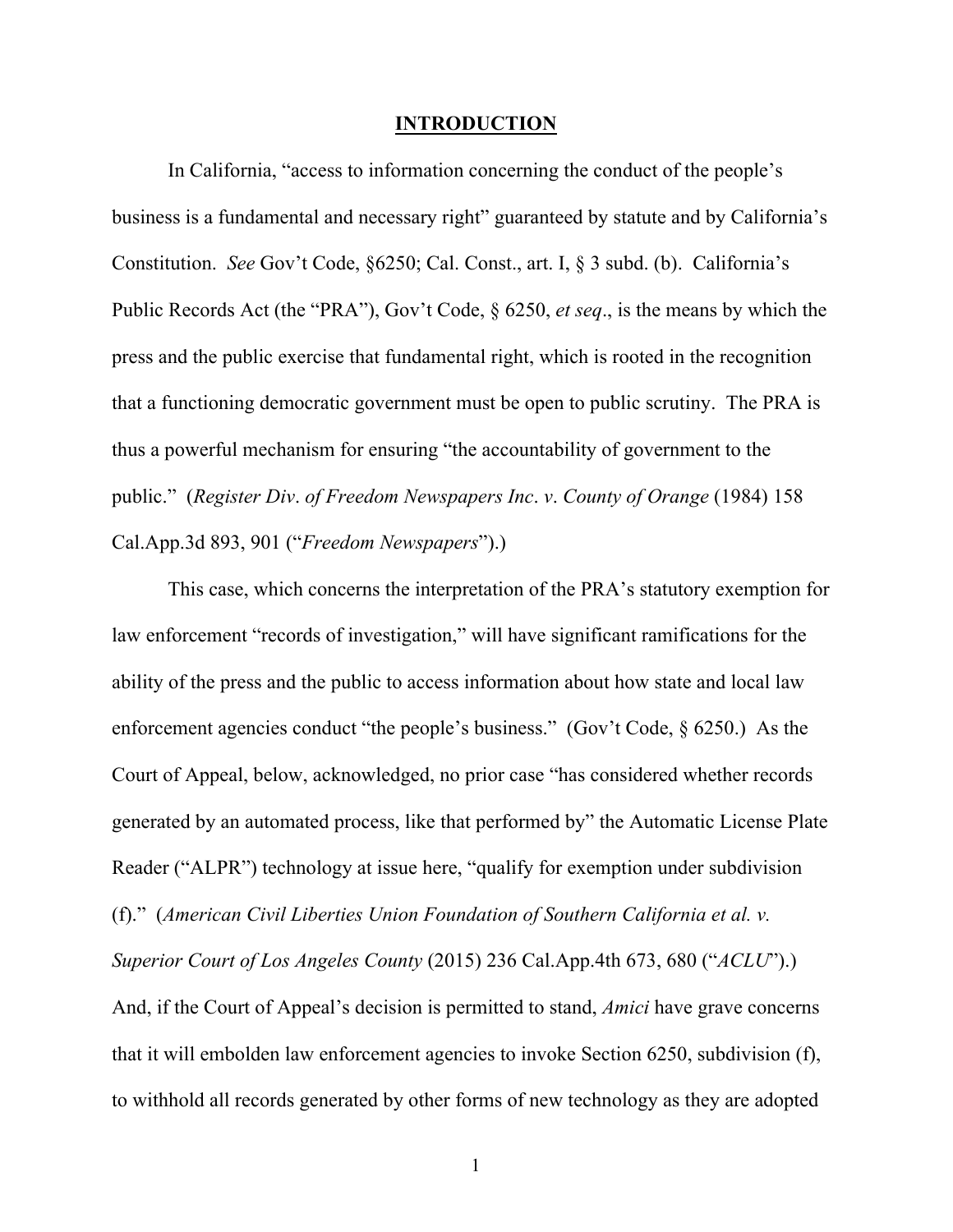## INTRODUCTION

In California, "access to information concerning the conduct of the people's business is a fundamental and necessary right" guaranteed by statute and by California's Constitution. *See* Gov't Code, §6250; Cal. Const., art. I, § 3 subd. (b). California's Public Records Act (the "PRA"), Gov't Code, § 6250, *et seq*., is the means by which the press and the public exercise that fundamental right, which is rooted in the recognition that a functioning democratic government must be open to public scrutiny. The PRA is thus a powerful mechanism for ensuring "the accountability of government to the public." (*Register Div*. *of Freedom Newspapers Inc*. *v*. *County of Orange* (1984) 158 Cal.App.3d 893, 901 ("*Freedom Newspapers*").)

This case, which concerns the interpretation of the PRA's statutory exemption for law enforcement "records of investigation," will have significant ramifications for the ability of the press and the public to access information about how state and local law enforcement agencies conduct "the people's business." (Gov't Code, § 6250.) As the Court of Appeal, below, acknowledged, no prior case "has considered whether records generated by an automated process, like that performed by" the Automatic License Plate Reader ("ALPR") technology at issue here, "qualify for exemption under subdivision (f)." (*American Civil Liberties Union Foundation of Southern California et al. v. Superior Court of Los Angeles County* (2015) 236 Cal.App.4th 673, 680 ("*ACLU*").) And, if the Court of Appeal's decision is permitted to stand, *Amici* have grave concerns that it will embolden law enforcement agencies to invoke Section 6250, subdivision (f), to withhold all records generated by other forms of new technology as they are adopted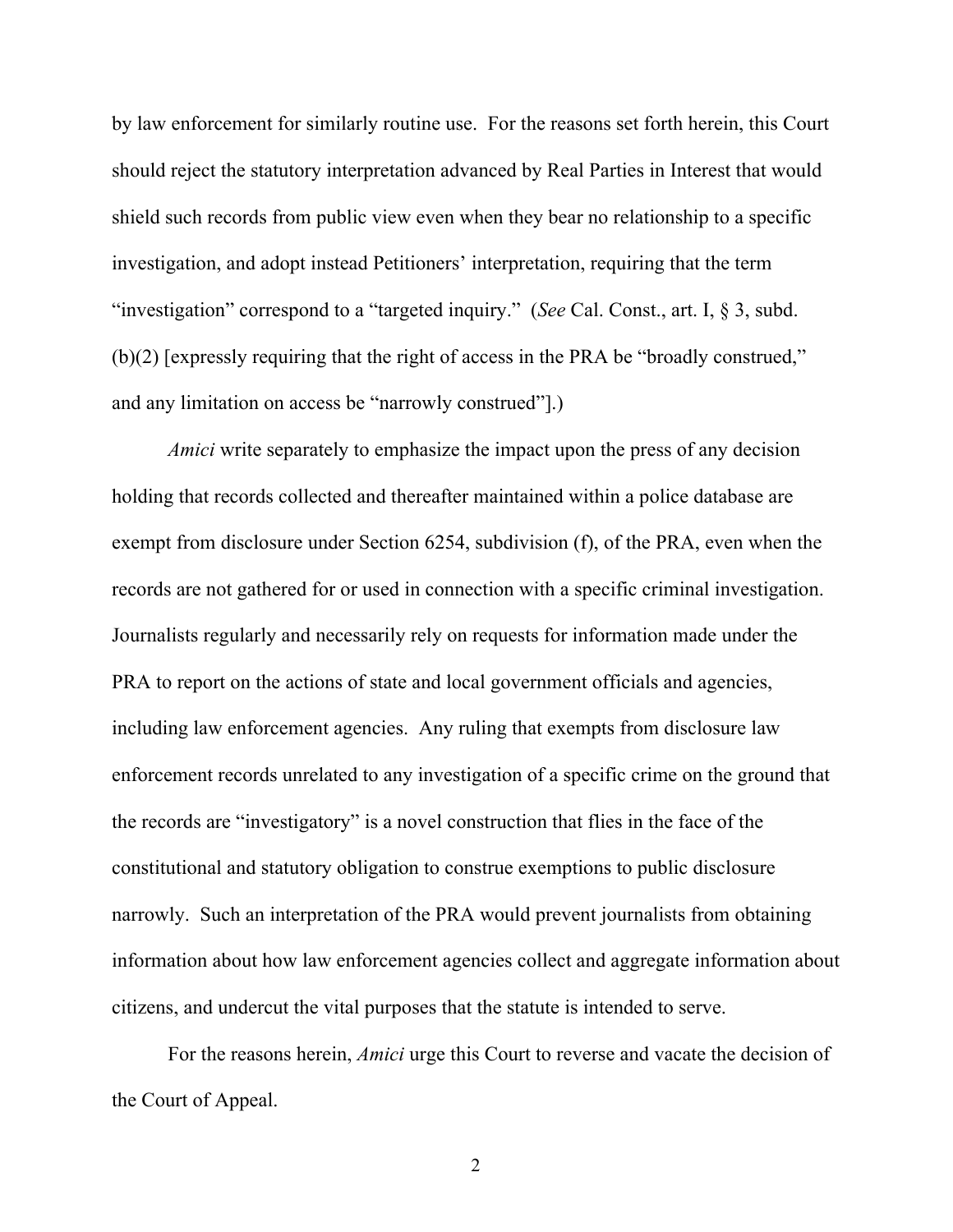by law enforcement for similarly routine use. For the reasons set forth herein, this Court should reject the statutory interpretation advanced by Real Parties in Interest that would shield such records from public view even when they bear no relationship to a specific investigation, and adopt instead Petitioners' interpretation, requiring that the term "investigation" correspond to a "targeted inquiry." (*See* Cal. Const., art. I, § 3, subd. (b)(2) [expressly requiring that the right of access in the PRA be "broadly construed," and any limitation on access be "narrowly construed"].)

*Amici* write separately to emphasize the impact upon the press of any decision holding that records collected and thereafter maintained within a police database are exempt from disclosure under Section 6254, subdivision (f), of the PRA, even when the records are not gathered for or used in connection with a specific criminal investigation. Journalists regularly and necessarily rely on requests for information made under the PRA to report on the actions of state and local government officials and agencies, including law enforcement agencies. Any ruling that exempts from disclosure law enforcement records unrelated to any investigation of a specific crime on the ground that the records are "investigatory" is a novel construction that flies in the face of the constitutional and statutory obligation to construe exemptions to public disclosure narrowly. Such an interpretation of the PRA would prevent journalists from obtaining information about how law enforcement agencies collect and aggregate information about citizens, and undercut the vital purposes that the statute is intended to serve.

For the reasons herein, *Amici* urge this Court to reverse and vacate the decision of the Court of Appeal.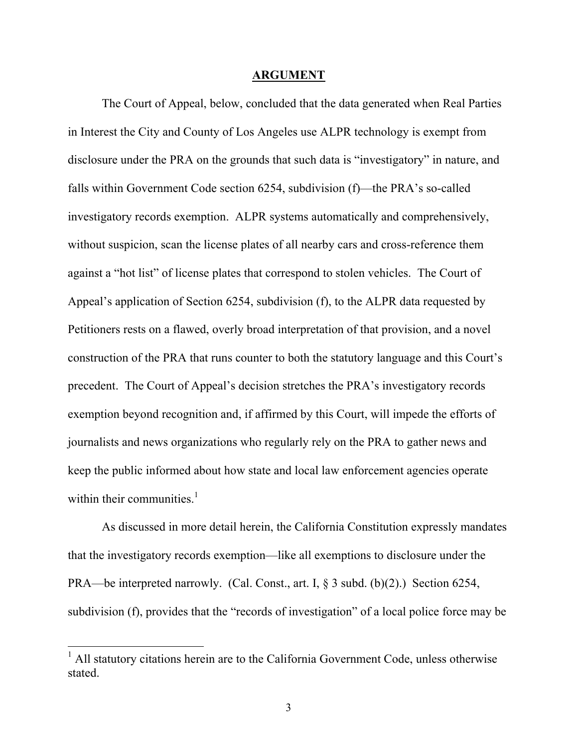## ARGUMENT

The Court of Appeal, below, concluded that the data generated when Real Parties in Interest the City and County of Los Angeles use ALPR technology is exempt from disclosure under the PRA on the grounds that such data is "investigatory" in nature, and falls within Government Code section 6254, subdivision (f)—the PRA's so-called investigatory records exemption. ALPR systems automatically and comprehensively, without suspicion, scan the license plates of all nearby cars and cross-reference them against a "hot list" of license plates that correspond to stolen vehicles. The Court of Appeal's application of Section 6254, subdivision (f), to the ALPR data requested by Petitioners rests on a flawed, overly broad interpretation of that provision, and a novel construction of the PRA that runs counter to both the statutory language and this Court's precedent. The Court of Appeal's decision stretches the PRA's investigatory records exemption beyond recognition and, if affirmed by this Court, will impede the efforts of journalists and news organizations who regularly rely on the PRA to gather news and keep the public informed about how state and local law enforcement agencies operate within their communities.[1]

As discussed in more detail herein, the California Constitution expressly mandates that the investigatory records exemption—like all exemptions to disclosure under the PRA—be interpreted narrowly. (Cal. Const., art. I, § 3 subd. (b)(2).) Section 6254, subdivision (f), provides that the "records of investigation" of a local police force may be

[1] All statutory citations herein are to the California Government Code, unless otherwise stated.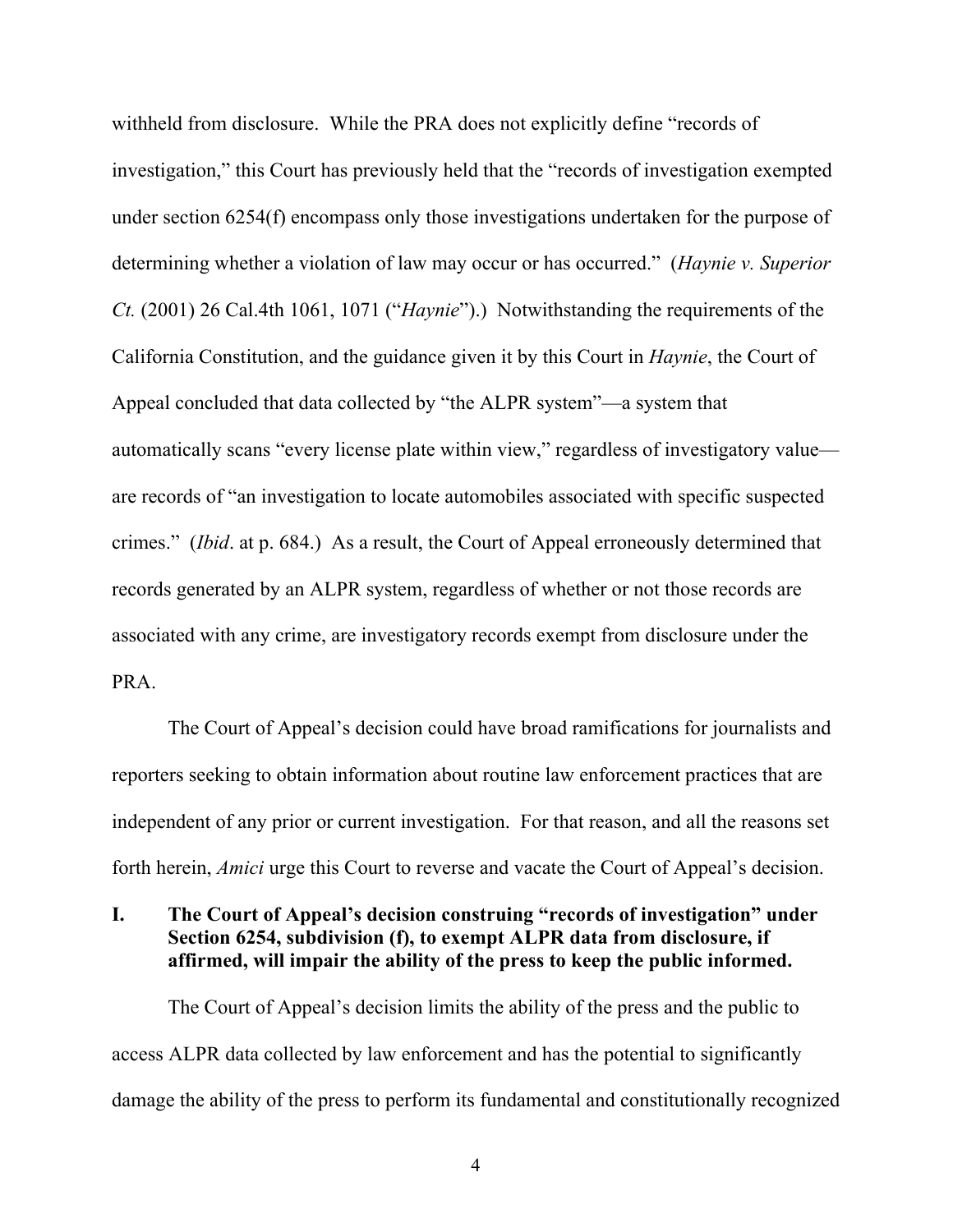withheld from disclosure. While the PRA does not explicitly define "records of investigation," this Court has previously held that the "records of investigation exempted under section 6254(f) encompass only those investigations undertaken for the purpose of determining whether a violation of law may occur or has occurred." (*Haynie v. Superior Ct.* (2001) 26 Cal.4th 1061, 1071 ("*Haynie*").) Notwithstanding the requirements of the California Constitution, and the guidance given it by this Court in *Haynie*, the Court of Appeal concluded that data collected by "the ALPR system"—a system that automatically scans "every license plate within view," regardless of investigatory value—are records of "an investigation to locate automobiles associated with specific suspected crimes." (*Ibid*. at p. 684.) As a result, the Court of Appeal erroneously determined that records generated by an ALPR system, regardless of whether or not those records are associated with any crime, are investigatory records exempt from disclosure under the PRA.

The Court of Appeal's decision could have broad ramifications for journalists and reporters seeking to obtain information about routine law enforcement practices that are independent of any prior or current investigation. For that reason, and all the reasons set forth herein, *Amici* urge this Court to reverse and vacate the Court of Appeal's decision.

## I. The Court of Appeal's decision construing "records of investigation" under Section 6254, subdivision (f), to exempt ALPR data from disclosure, if affirmed, will impair the ability of the press to keep the public informed.

The Court of Appeal's decision limits the ability of the press and the public to access ALPR data collected by law enforcement and has the potential to significantly damage the ability of the press to perform its fundamental and constitutionally recognized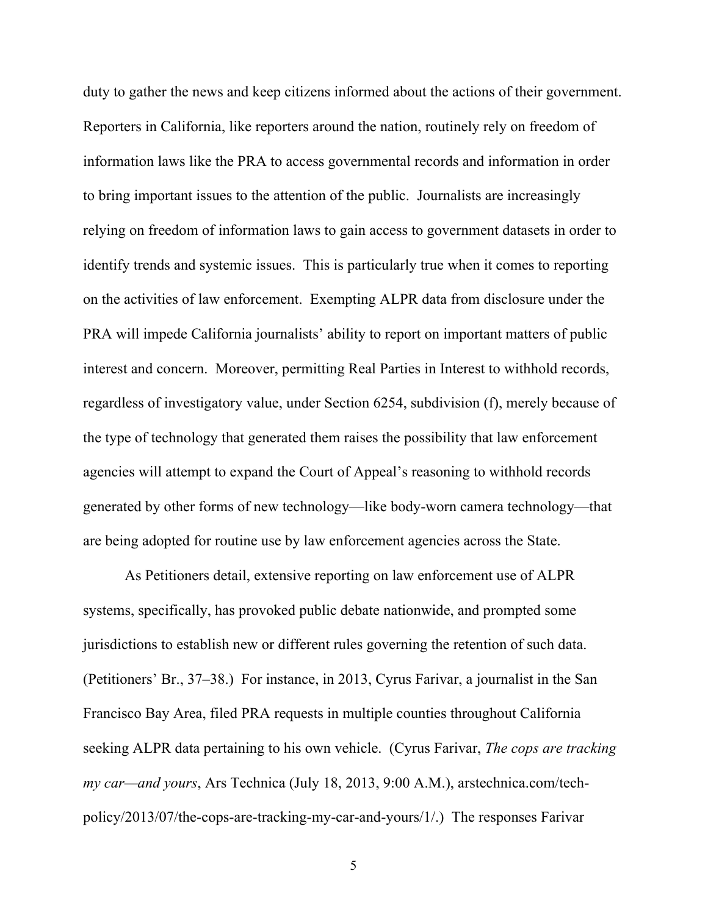duty to gather the news and keep citizens informed about the actions of their government. Reporters in California, like reporters around the nation, routinely rely on freedom of information laws like the PRA to access governmental records and information in order to bring important issues to the attention of the public. Journalists are increasingly relying on freedom of information laws to gain access to government datasets in order to identify trends and systemic issues. This is particularly true when it comes to reporting on the activities of law enforcement. Exempting ALPR data from disclosure under the PRA will impede California journalists' ability to report on important matters of public interest and concern. Moreover, permitting Real Parties in Interest to withhold records, regardless of investigatory value, under Section 6254, subdivision (f), merely because of the type of technology that generated them raises the possibility that law enforcement agencies will attempt to expand the Court of Appeal's reasoning to withhold records generated by other forms of new technology—like body-worn camera technology—that are being adopted for routine use by law enforcement agencies across the State.

As Petitioners detail, extensive reporting on law enforcement use of ALPR systems, specifically, has provoked public debate nationwide, and prompted some jurisdictions to establish new or different rules governing the retention of such data. (Petitioners' Br., 37–38.) For instance, in 2013, Cyrus Farivar, a journalist in the San Francisco Bay Area, filed PRA requests in multiple counties throughout California seeking ALPR data pertaining to his own vehicle. (Cyrus Farivar, *The cops are tracking my car—and yours*, Ars Technica (July 18, 2013, 9:00 A.M.), arstechnica.com/tech-policy/2013/07/the-cops-are-tracking-my-car-and-yours/1/.) The responses Farivar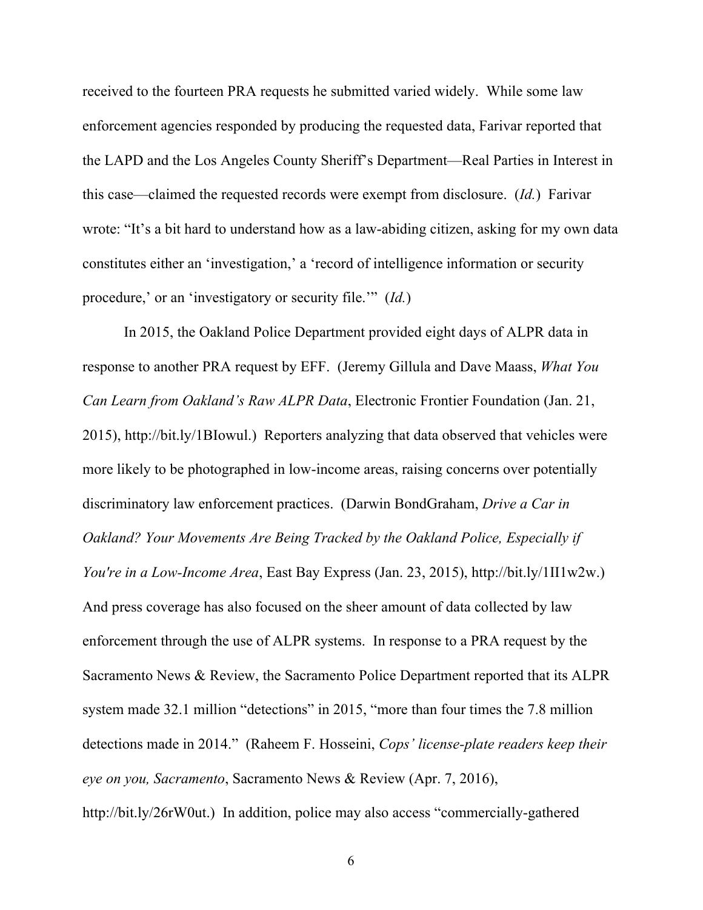received to the fourteen PRA requests he submitted varied widely. While some law enforcement agencies responded by producing the requested data, Farivar reported that the LAPD and the Los Angeles County Sheriff's Department—Real Parties in Interest in this case—claimed the requested records were exempt from disclosure. (*Id.*) Farivar wrote: "It's a bit hard to understand how as a law-abiding citizen, asking for my own data constitutes either an 'investigation,' a 'record of intelligence information or security procedure,' or an 'investigatory or security file.'" (*Id.*)

In 2015, the Oakland Police Department provided eight days of ALPR data in response to another PRA request by EFF. (Jeremy Gillula and Dave Maass, *What You Can Learn from Oakland's Raw ALPR Data*, Electronic Frontier Foundation (Jan. 21, 2015), http://bit.ly/1BIowul.) Reporters analyzing that data observed that vehicles were more likely to be photographed in low-income areas, raising concerns over potentially discriminatory law enforcement practices. (Darwin BondGraham, *Drive a Car in Oakland? Your Movements Are Being Tracked by the Oakland Police, Especially if You're in a Low-Income Area*, East Bay Express (Jan. 23, 2015), http://bit.ly/1II1w2w.) And press coverage has also focused on the sheer amount of data collected by law enforcement through the use of ALPR systems. In response to a PRA request by the Sacramento News & Review, the Sacramento Police Department reported that its ALPR system made 32.1 million "detections" in 2015, "more than four times the 7.8 million detections made in 2014." (Raheem F. Hosseini, *Cops' license-plate readers keep their eye on you, Sacramento*, Sacramento News & Review (Apr. 7, 2016), http://bit.ly/26rW0ut.) In addition, police may also access "commercially-gathered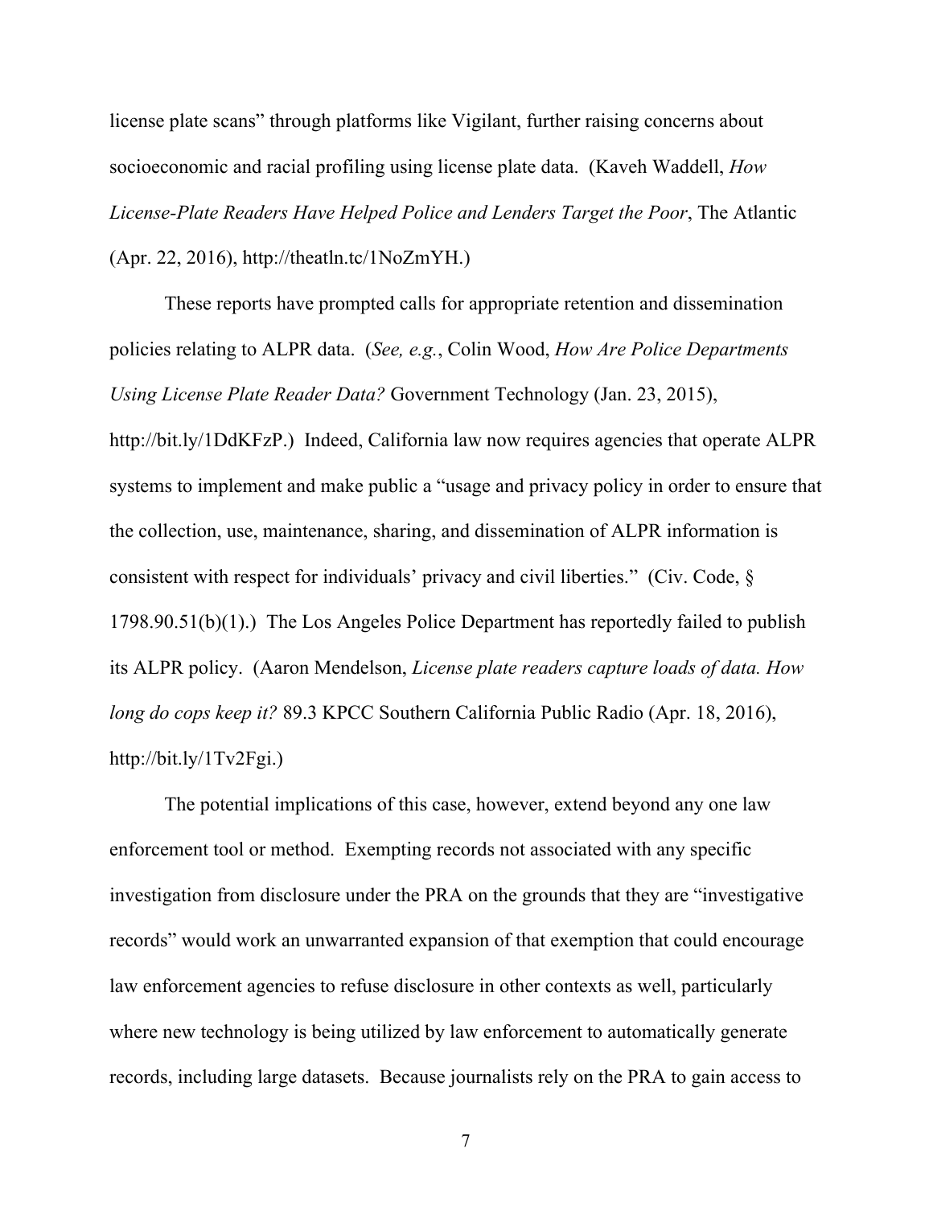license plate scans" through platforms like Vigilant, further raising concerns about socioeconomic and racial profiling using license plate data. (Kaveh Waddell, *How License-Plate Readers Have Helped Police and Lenders Target the Poor*, The Atlantic (Apr. 22, 2016), http://theatln.tc/1NoZmYH.)

These reports have prompted calls for appropriate retention and dissemination policies relating to ALPR data. (*See, e.g.*, Colin Wood, *How Are Police Departments Using License Plate Reader Data?* Government Technology (Jan. 23, 2015), http://bit.ly/1DdKFzP.) Indeed, California law now requires agencies that operate ALPR systems to implement and make public a "usage and privacy policy in order to ensure that the collection, use, maintenance, sharing, and dissemination of ALPR information is consistent with respect for individuals' privacy and civil liberties." (Civ. Code, § 1798.90.51(b)(1).) The Los Angeles Police Department has reportedly failed to publish its ALPR policy. (Aaron Mendelson, *License plate readers capture loads of data. How long do cops keep it?* 89.3 KPCC Southern California Public Radio (Apr. 18, 2016), http://bit.ly/1Tv2Fgi.)

The potential implications of this case, however, extend beyond any one law enforcement tool or method. Exempting records not associated with any specific investigation from disclosure under the PRA on the grounds that they are "investigative records" would work an unwarranted expansion of that exemption that could encourage law enforcement agencies to refuse disclosure in other contexts as well, particularly where new technology is being utilized by law enforcement to automatically generate records, including large datasets. Because journalists rely on the PRA to gain access to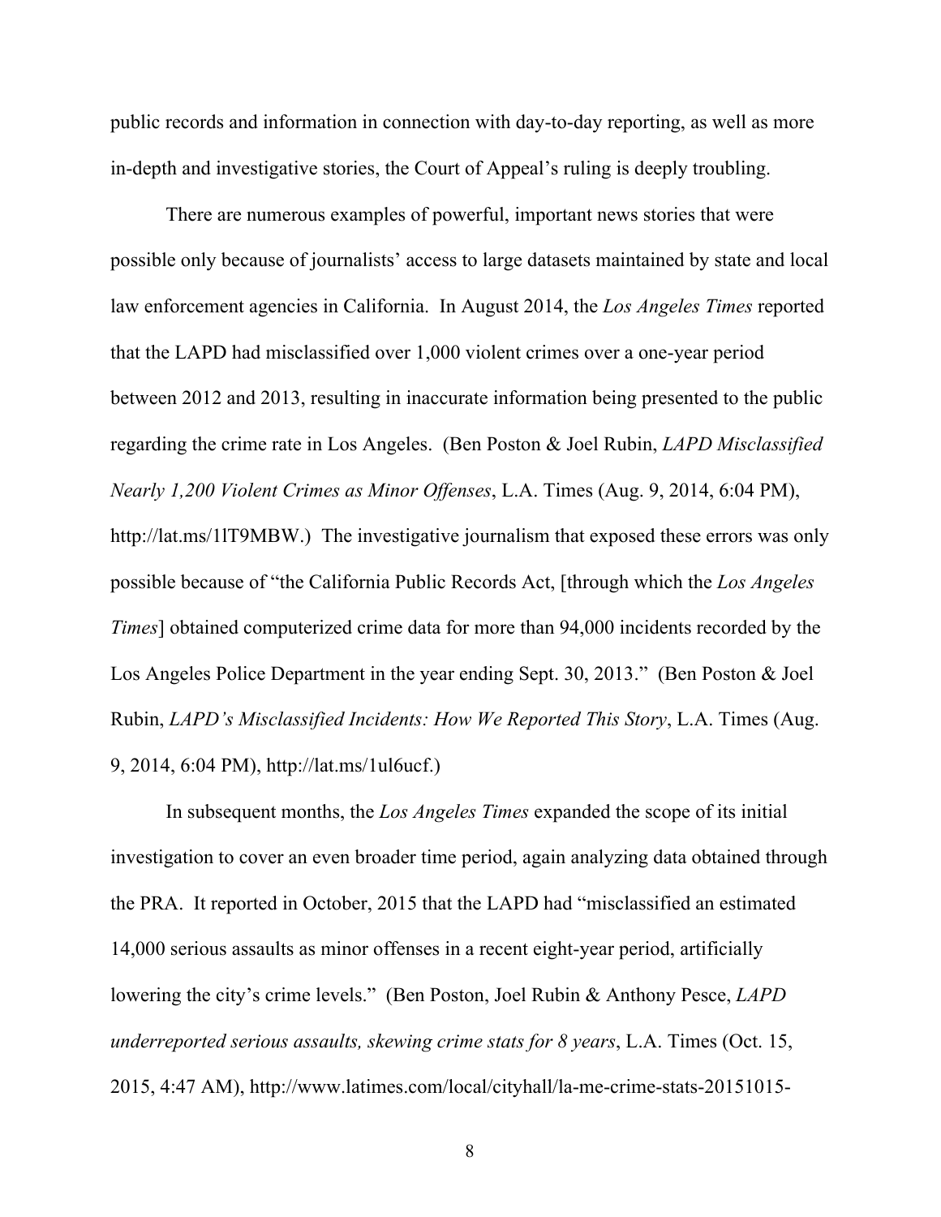public records and information in connection with day-to-day reporting, as well as more in-depth and investigative stories, the Court of Appeal's ruling is deeply troubling.

There are numerous examples of powerful, important news stories that were possible only because of journalists' access to large datasets maintained by state and local law enforcement agencies in California. In August 2014, the *Los Angeles Times* reported that the LAPD had misclassified over 1,000 violent crimes over a one-year period between 2012 and 2013, resulting in inaccurate information being presented to the public regarding the crime rate in Los Angeles. (Ben Poston & Joel Rubin, *LAPD Misclassified Nearly 1,200 Violent Crimes as Minor Offenses*, L.A. Times (Aug. 9, 2014, 6:04 PM), http://lat.ms/1lT9MBW.) The investigative journalism that exposed these errors was only possible because of "the California Public Records Act, [through which the *Los Angeles Times*] obtained computerized crime data for more than 94,000 incidents recorded by the Los Angeles Police Department in the year ending Sept. 30, 2013." (Ben Poston & Joel Rubin, *LAPD's Misclassified Incidents: How We Reported This Story*, L.A. Times (Aug. 9, 2014, 6:04 PM), http://lat.ms/1ul6ucf.)

In subsequent months, the *Los Angeles Times* expanded the scope of its initial investigation to cover an even broader time period, again analyzing data obtained through the PRA. It reported in October, 2015 that the LAPD had "misclassified an estimated 14,000 serious assaults as minor offenses in a recent eight-year period, artificially lowering the city's crime levels." (Ben Poston, Joel Rubin & Anthony Pesce, *LAPD underreported serious assaults, skewing crime stats for 8 years*, L.A. Times (Oct. 15, 2015, 4:47 AM), http://www.latimes.com/local/cityhall/la-me-crime-stats-20151015-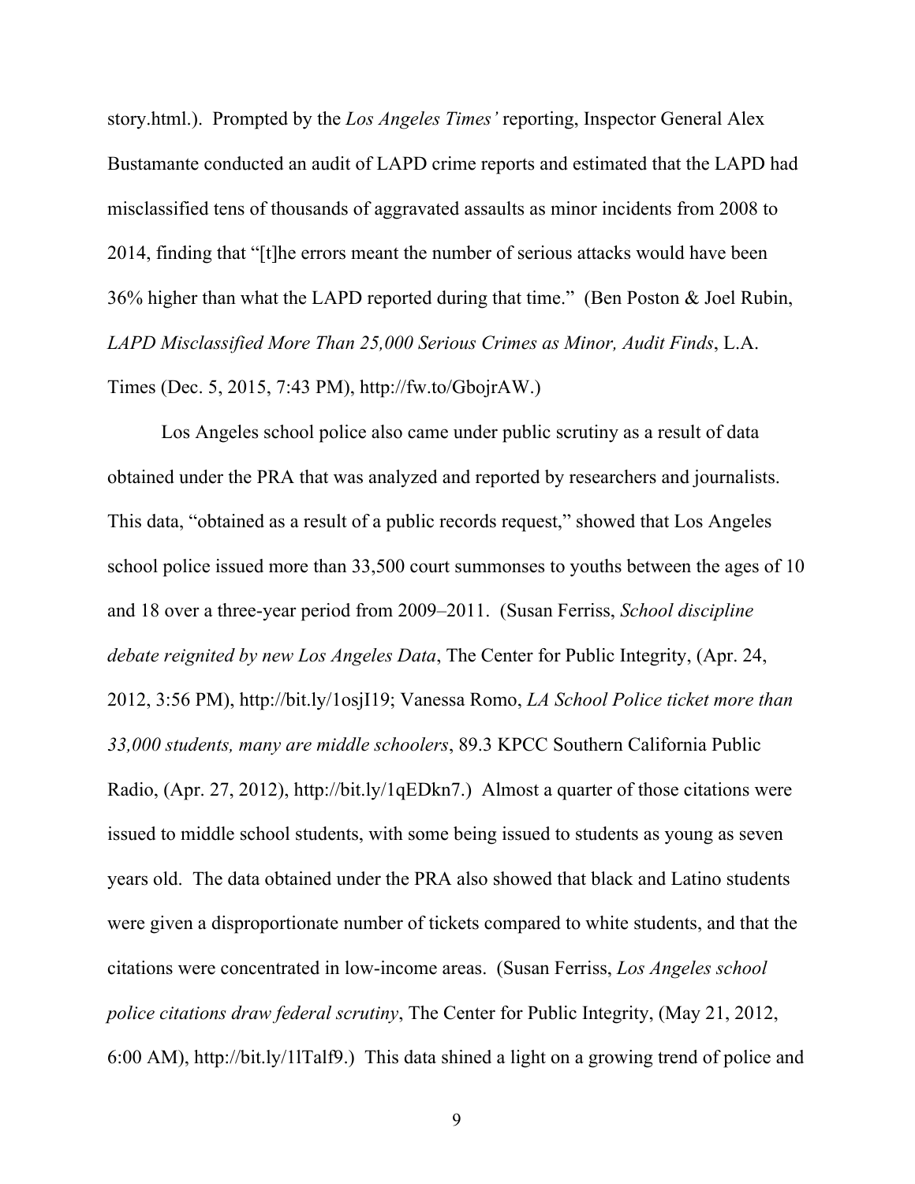story.html.). Prompted by the *Los Angeles Times'* reporting, Inspector General Alex Bustamante conducted an audit of LAPD crime reports and estimated that the LAPD had misclassified tens of thousands of aggravated assaults as minor incidents from 2008 to 2014, finding that "[t]he errors meant the number of serious attacks would have been 36% higher than what the LAPD reported during that time." (Ben Poston & Joel Rubin, *LAPD Misclassified More Than 25,000 Serious Crimes as Minor, Audit Finds*, L.A. Times (Dec. 5, 2015, 7:43 PM), http://fw.to/GbojrAW.)

Los Angeles school police also came under public scrutiny as a result of data obtained under the PRA that was analyzed and reported by researchers and journalists. This data, "obtained as a result of a public records request," showed that Los Angeles school police issued more than 33,500 court summonses to youths between the ages of 10 and 18 over a three-year period from 2009–2011. (Susan Ferriss, *School discipline debate reignited by new Los Angeles Data*, The Center for Public Integrity, (Apr. 24, 2012, 3:56 PM), http://bit.ly/1osjI19; Vanessa Romo, *LA School Police ticket more than 33,000 students, many are middle schoolers*, 89.3 KPCC Southern California Public Radio, (Apr. 27, 2012), http://bit.ly/1qEDkn7.) Almost a quarter of those citations were issued to middle school students, with some being issued to students as young as seven years old. The data obtained under the PRA also showed that black and Latino students were given a disproportionate number of tickets compared to white students, and that the citations were concentrated in low-income areas. (Susan Ferriss, *Los Angeles school police citations draw federal scrutiny*, The Center for Public Integrity, (May 21, 2012, 6:00 AM), http://bit.ly/1lTalf9.) This data shined a light on a growing trend of police and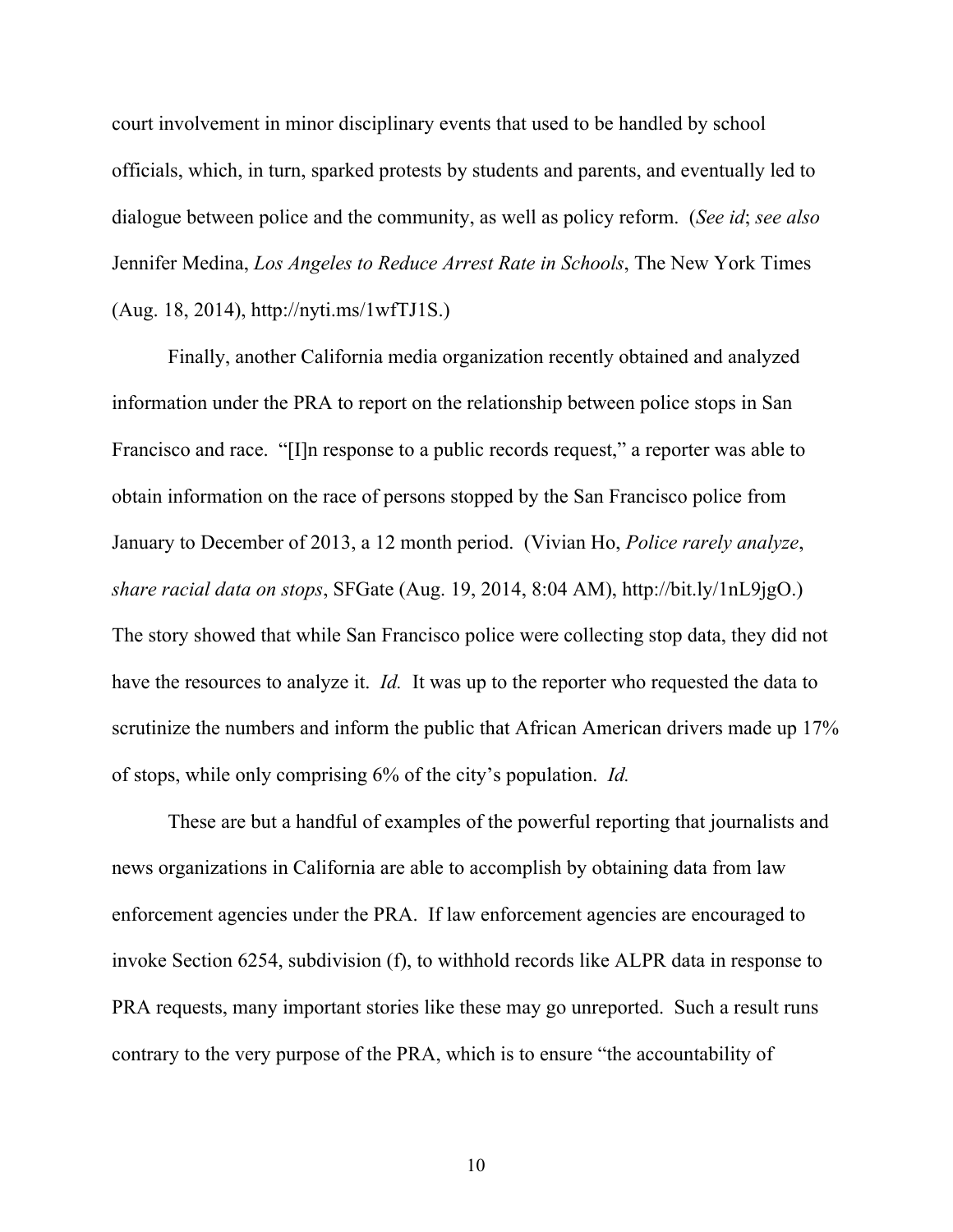court involvement in minor disciplinary events that used to be handled by school officials, which, in turn, sparked protests by students and parents, and eventually led to dialogue between police and the community, as well as policy reform. (*See id*; *see also* Jennifer Medina, *Los Angeles to Reduce Arrest Rate in Schools*, The New York Times (Aug. 18, 2014), http://nyti.ms/1wfTJ1S.)

Finally, another California media organization recently obtained and analyzed information under the PRA to report on the relationship between police stops in San Francisco and race. "[I]n response to a public records request," a reporter was able to obtain information on the race of persons stopped by the San Francisco police from January to December of 2013, a 12 month period. (Vivian Ho, *Police rarely analyze, share racial data on stops*, SFGate (Aug. 19, 2014, 8:04 AM), http://bit.ly/1nL9jgO.) The story showed that while San Francisco police were collecting stop data, they did not have the resources to analyze it. *Id.* It was up to the reporter who requested the data to scrutinize the numbers and inform the public that African American drivers made up 17% of stops, while only comprising 6% of the city's population. *Id.*

These are but a handful of examples of the powerful reporting that journalists and news organizations in California are able to accomplish by obtaining data from law enforcement agencies under the PRA. If law enforcement agencies are encouraged to invoke Section 6254, subdivision (f), to withhold records like ALPR data in response to PRA requests, many important stories like these may go unreported. Such a result runs contrary to the very purpose of the PRA, which is to ensure "the accountability of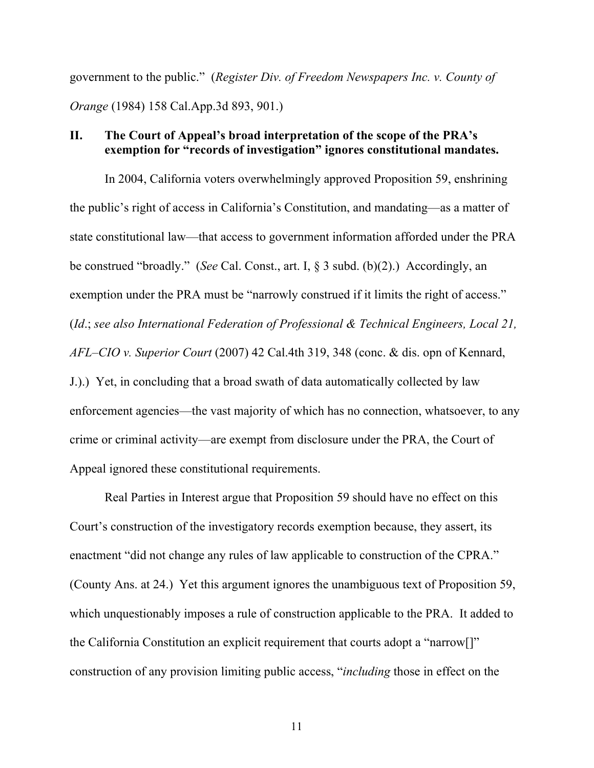government to the public." (*Register Div. of Freedom Newspapers Inc. v. County of Orange* (1984) 158 Cal.App.3d 893, 901.)

## II. The Court of Appeal's broad interpretation of the scope of the PRA's exemption for "records of investigation" ignores constitutional mandates.

In 2004, California voters overwhelmingly approved Proposition 59, enshrining the public's right of access in California's Constitution, and mandating—as a matter of state constitutional law—that access to government information afforded under the PRA be construed "broadly." (*See* Cal. Const., art. I, § 3 subd. (b)(2).) Accordingly, an exemption under the PRA must be "narrowly construed if it limits the right of access." (*Id*.; *see also International Federation of Professional & Technical Engineers, Local 21, AFL–CIO v. Superior Court* (2007) 42 Cal.4th 319, 348 (conc. & dis. opn of Kennard, J.).) Yet, in concluding that a broad swath of data automatically collected by law enforcement agencies—the vast majority of which has no connection, whatsoever, to any crime or criminal activity—are exempt from disclosure under the PRA, the Court of Appeal ignored these constitutional requirements.

Real Parties in Interest argue that Proposition 59 should have no effect on this Court's construction of the investigatory records exemption because, they assert, its enactment "did not change any rules of law applicable to construction of the CPRA." (County Ans. at 24.) Yet this argument ignores the unambiguous text of Proposition 59, which unquestionably imposes a rule of construction applicable to the PRA. It added to the California Constitution an explicit requirement that courts adopt a "narrow[]" construction of any provision limiting public access, "*including* those in effect on the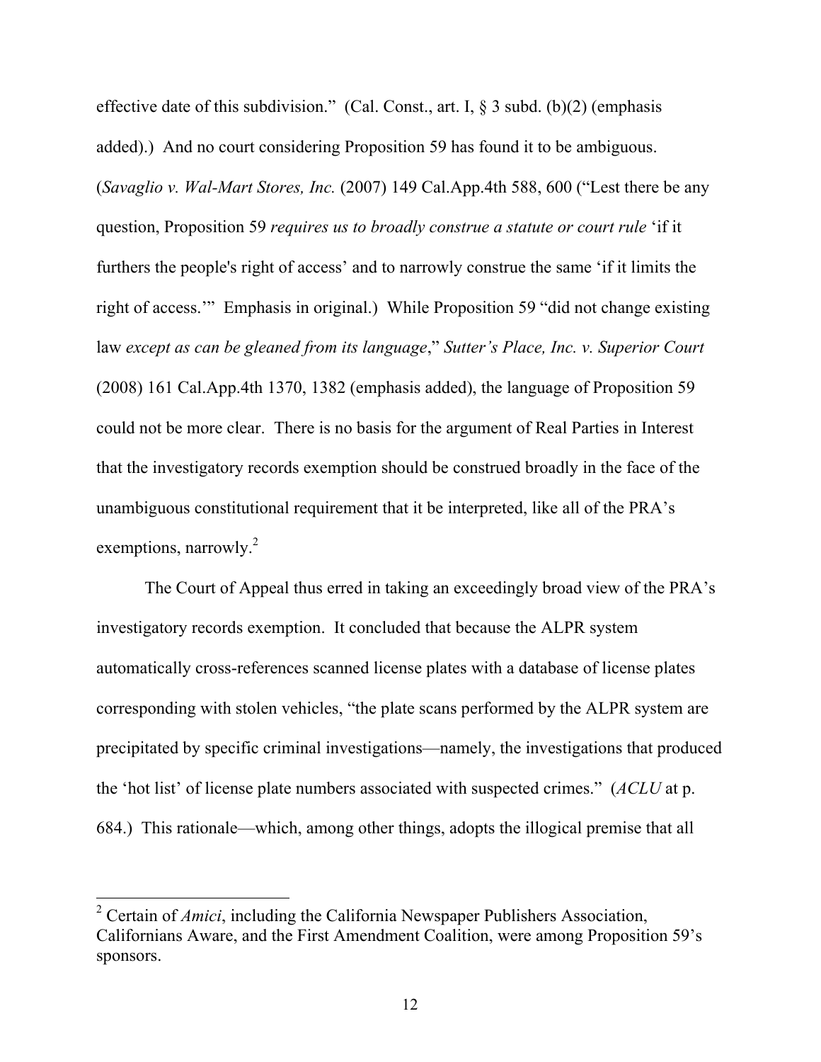effective date of this subdivision." (Cal. Const., art. I, § 3 subd. (b)(2) (emphasis added).) And no court considering Proposition 59 has found it to be ambiguous. (*Savaglio v. Wal-Mart Stores, Inc.* (2007) 149 Cal.App.4th 588, 600 ("Lest there be any question, Proposition 59 *requires us to broadly construe a statute or court rule* 'if it furthers the people's right of access' and to narrowly construe the same 'if it limits the right of access.'" Emphasis in original.) While Proposition 59 "did not change existing law *except as can be gleaned from its language*," *Sutter's Place, Inc. v. Superior Court* (2008) 161 Cal.App.4th 1370, 1382 (emphasis added), the language of Proposition 59 could not be more clear. There is no basis for the argument of Real Parties in Interest that the investigatory records exemption should be construed broadly in the face of the unambiguous constitutional requirement that it be interpreted, like all of the PRA's exemptions, narrowly.[2]

The Court of Appeal thus erred in taking an exceedingly broad view of the PRA's investigatory records exemption. It concluded that because the ALPR system automatically cross-references scanned license plates with a database of license plates corresponding with stolen vehicles, "the plate scans performed by the ALPR system are precipitated by specific criminal investigations—namely, the investigations that produced the 'hot list' of license plate numbers associated with suspected crimes." (*ACLU* at p. 684.) This rationale—which, among other things, adopts the illogical premise that all

[2] Certain of *Amici*, including the California Newspaper Publishers Association, Californians Aware, and the First Amendment Coalition, were among Proposition 59's sponsors.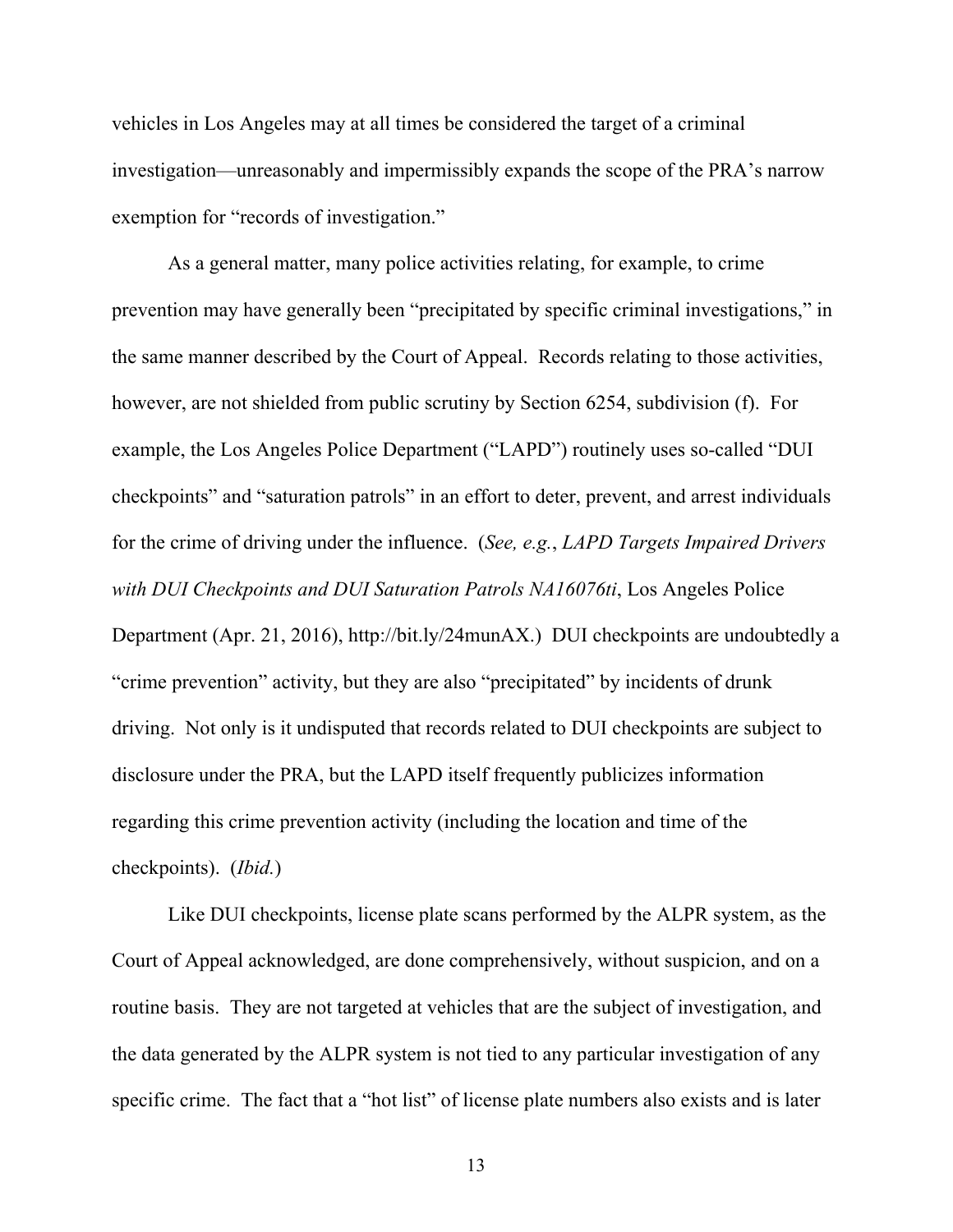vehicles in Los Angeles may at all times be considered the target of a criminal investigation—unreasonably and impermissibly expands the scope of the PRA's narrow exemption for "records of investigation."

As a general matter, many police activities relating, for example, to crime prevention may have generally been "precipitated by specific criminal investigations," in the same manner described by the Court of Appeal. Records relating to those activities, however, are not shielded from public scrutiny by Section 6254, subdivision (f). For example, the Los Angeles Police Department ("LAPD") routinely uses so-called "DUI checkpoints" and "saturation patrols" in an effort to deter, prevent, and arrest individuals for the crime of driving under the influence. (*See, e.g.*, *LAPD Targets Impaired Drivers with DUI Checkpoints and DUI Saturation Patrols NA16076ti*, Los Angeles Police Department (Apr. 21, 2016), http://bit.ly/24munAX.) DUI checkpoints are undoubtedly a "crime prevention" activity, but they are also "precipitated" by incidents of drunk driving. Not only is it undisputed that records related to DUI checkpoints are subject to disclosure under the PRA, but the LAPD itself frequently publicizes information regarding this crime prevention activity (including the location and time of the checkpoints). (*Ibid.*)

Like DUI checkpoints, license plate scans performed by the ALPR system, as the Court of Appeal acknowledged, are done comprehensively, without suspicion, and on a routine basis. They are not targeted at vehicles that are the subject of investigation, and the data generated by the ALPR system is not tied to any particular investigation of any specific crime. The fact that a "hot list" of license plate numbers also exists and is later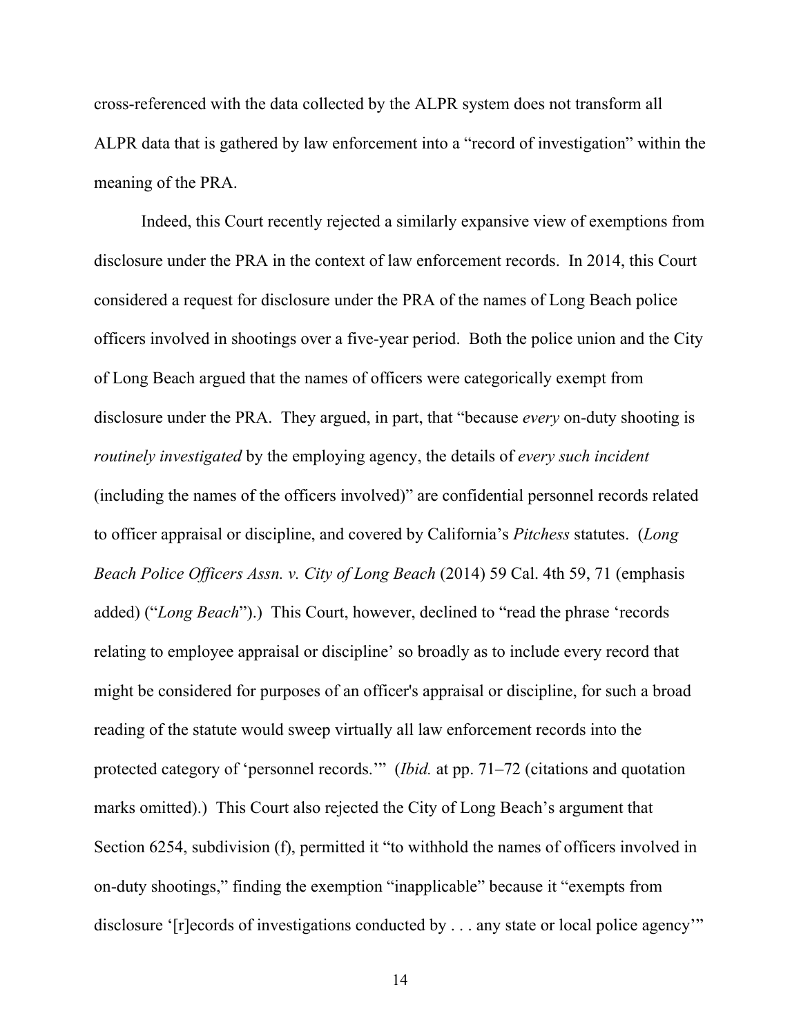cross-referenced with the data collected by the ALPR system does not transform all ALPR data that is gathered by law enforcement into a "record of investigation" within the meaning of the PRA.

Indeed, this Court recently rejected a similarly expansive view of exemptions from disclosure under the PRA in the context of law enforcement records. In 2014, this Court considered a request for disclosure under the PRA of the names of Long Beach police officers involved in shootings over a five-year period. Both the police union and the City of Long Beach argued that the names of officers were categorically exempt from disclosure under the PRA. They argued, in part, that "because *every* on-duty shooting is *routinely investigated* by the employing agency, the details of *every such incident* (including the names of the officers involved)" are confidential personnel records related to officer appraisal or discipline, and covered by California's *Pitchess* statutes. (*Long Beach Police Officers Assn. v. City of Long Beach* (2014) 59 Cal. 4th 59, 71 (emphasis added) ("*Long Beach*").) This Court, however, declined to "read the phrase 'records relating to employee appraisal or discipline' so broadly as to include every record that might be considered for purposes of an officer's appraisal or discipline, for such a broad reading of the statute would sweep virtually all law enforcement records into the protected category of 'personnel records.'" (*Ibid.* at pp. 71–72 (citations and quotation marks omitted).) This Court also rejected the City of Long Beach's argument that Section 6254, subdivision (f), permitted it "to withhold the names of officers involved in on-duty shootings," finding the exemption "inapplicable" because it "exempts from disclosure '[r]ecords of investigations conducted by . . . any state or local police agency'"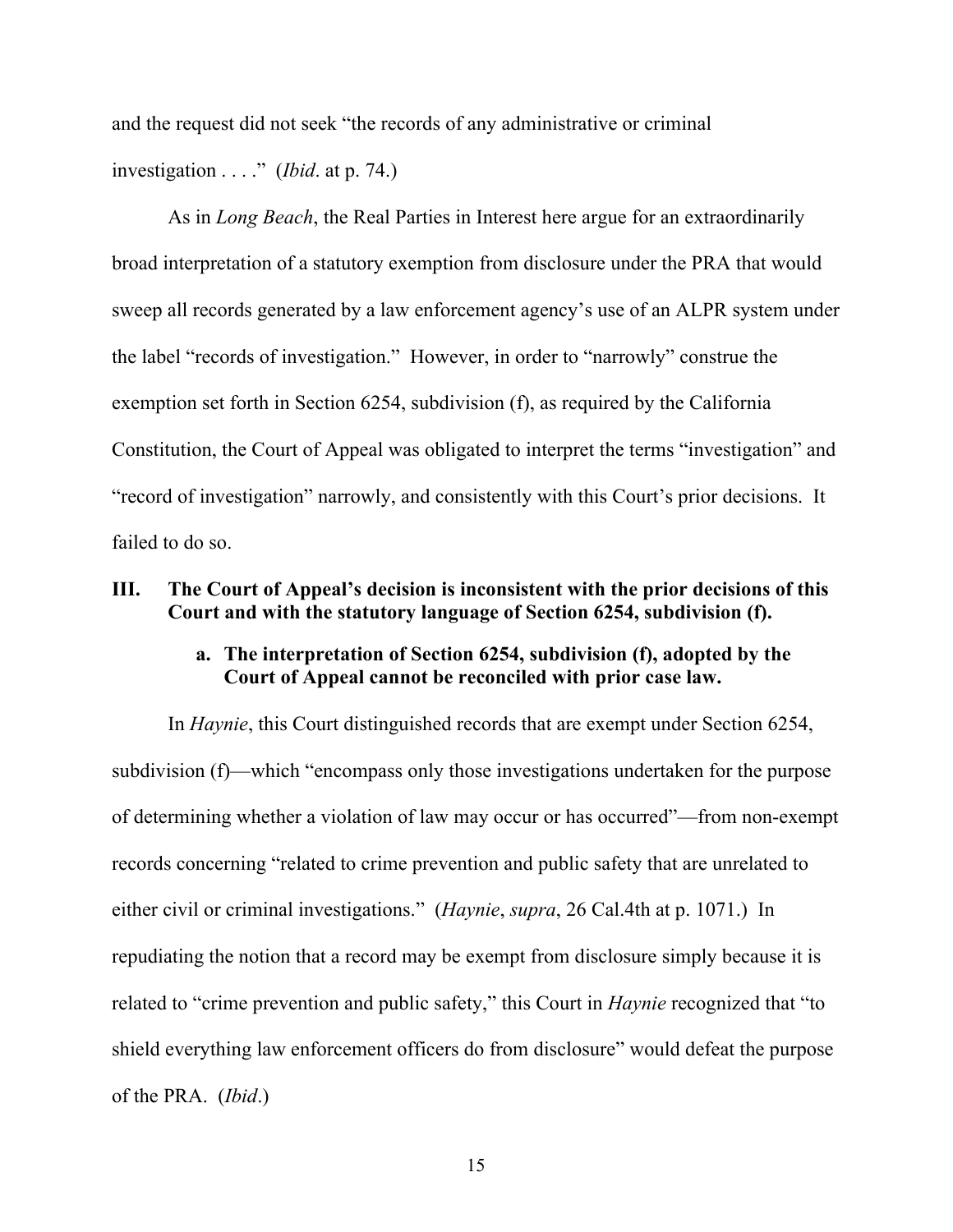and the request did not seek "the records of any administrative or criminal investigation . . . ." (*Ibid*. at p. 74.)

As in *Long Beach*, the Real Parties in Interest here argue for an extraordinarily broad interpretation of a statutory exemption from disclosure under the PRA that would sweep all records generated by a law enforcement agency's use of an ALPR system under the label "records of investigation." However, in order to "narrowly" construe the exemption set forth in Section 6254, subdivision (f), as required by the California Constitution, the Court of Appeal was obligated to interpret the terms "investigation" and "record of investigation" narrowly, and consistently with this Court's prior decisions. It failed to do so.

## III. The Court of Appeal's decision is inconsistent with the prior decisions of this Court and with the statutory language of Section 6254, subdivision (f).

### a. The interpretation of Section 6254, subdivision (f), adopted by the Court of Appeal cannot be reconciled with prior case law.

In *Haynie*, this Court distinguished records that are exempt under Section 6254, subdivision (f)—which "encompass only those investigations undertaken for the purpose of determining whether a violation of law may occur or has occurred"—from non-exempt records concerning "related to crime prevention and public safety that are unrelated to either civil or criminal investigations." (*Haynie*, *supra*, 26 Cal.4th at p. 1071.) In repudiating the notion that a record may be exempt from disclosure simply because it is related to "crime prevention and public safety," this Court in *Haynie* recognized that "to shield everything law enforcement officers do from disclosure" would defeat the purpose of the PRA. (*Ibid*.)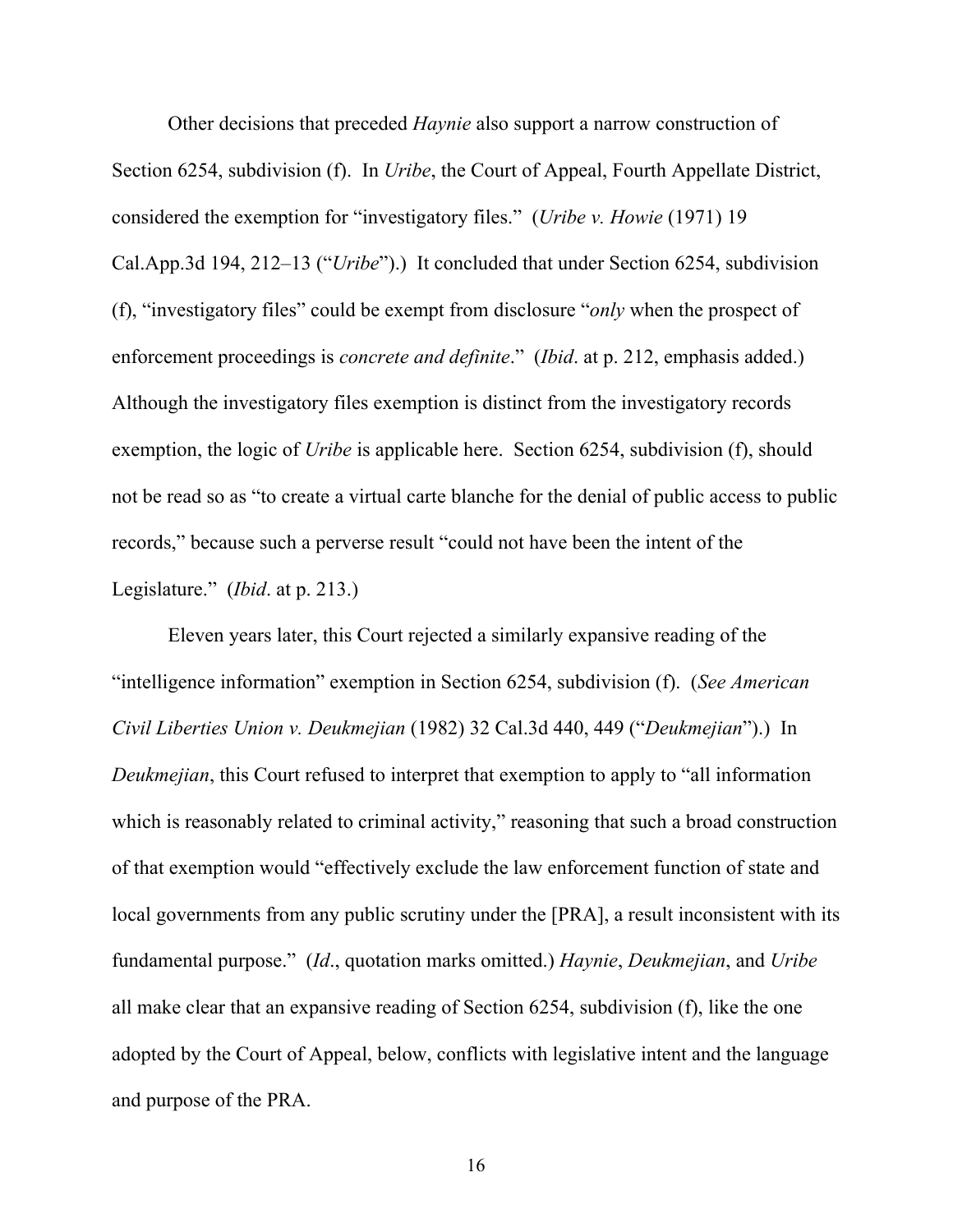Other decisions that preceded *Haynie* also support a narrow construction of Section 6254, subdivision (f). In *Uribe*, the Court of Appeal, Fourth Appellate District, considered the exemption for "investigatory files." (*Uribe v. Howie* (1971) 19 Cal.App.3d 194, 212–13 ("*Uribe*").) It concluded that under Section 6254, subdivision (f), "investigatory files" could be exempt from disclosure "*only* when the prospect of enforcement proceedings is *concrete and definite*." (*Ibid*. at p. 212, emphasis added.) Although the investigatory files exemption is distinct from the investigatory records exemption, the logic of *Uribe* is applicable here. Section 6254, subdivision (f), should not be read so as "to create a virtual carte blanche for the denial of public access to public records," because such a perverse result "could not have been the intent of the Legislature." (*Ibid*. at p. 213.)

Eleven years later, this Court rejected a similarly expansive reading of the "intelligence information" exemption in Section 6254, subdivision (f). (*See American Civil Liberties Union v. Deukmejian* (1982) 32 Cal.3d 440, 449 ("*Deukmejian*").) In *Deukmejian*, this Court refused to interpret that exemption to apply to "all information which is reasonably related to criminal activity," reasoning that such a broad construction of that exemption would "effectively exclude the law enforcement function of state and local governments from any public scrutiny under the [PRA], a result inconsistent with its fundamental purpose." (*Id*., quotation marks omitted.) *Haynie*, *Deukmejian*, and *Uribe* all make clear that an expansive reading of Section 6254, subdivision (f), like the one adopted by the Court of Appeal, below, conflicts with legislative intent and the language and purpose of the PRA.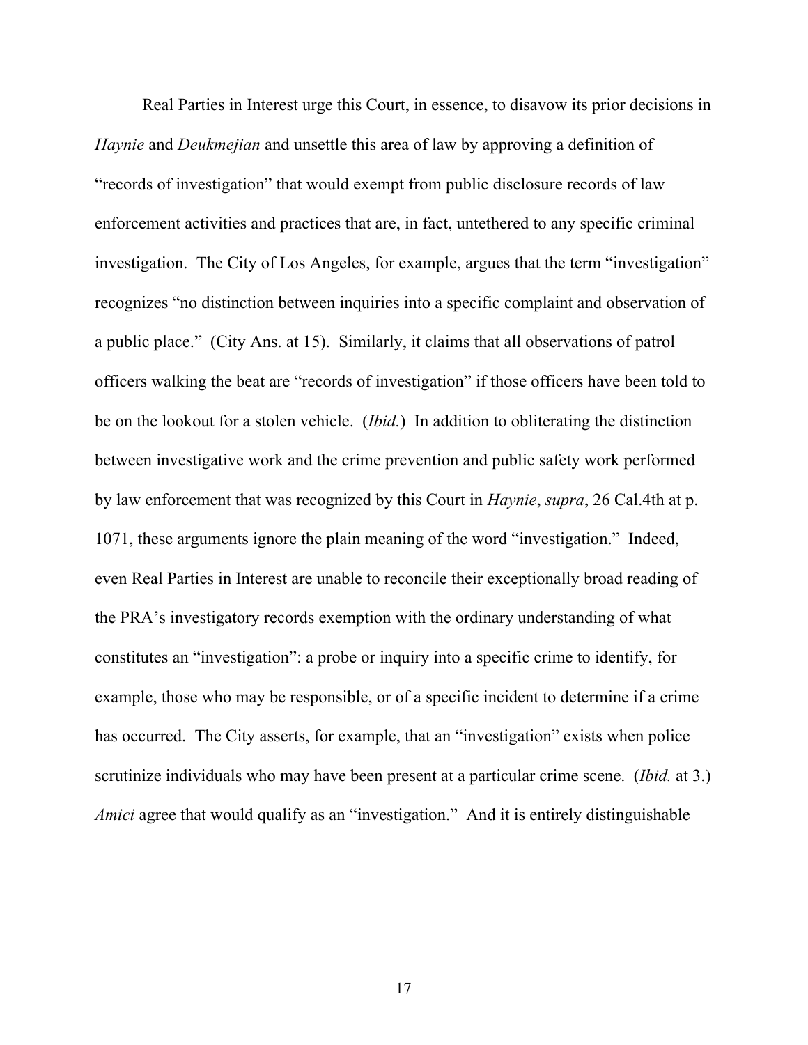Real Parties in Interest urge this Court, in essence, to disavow its prior decisions in *Haynie* and *Deukmejian* and unsettle this area of law by approving a definition of "records of investigation" that would exempt from public disclosure records of law enforcement activities and practices that are, in fact, untethered to any specific criminal investigation. The City of Los Angeles, for example, argues that the term "investigation" recognizes "no distinction between inquiries into a specific complaint and observation of a public place." (City Ans. at 15). Similarly, it claims that all observations of patrol officers walking the beat are "records of investigation" if those officers have been told to be on the lookout for a stolen vehicle. (*Ibid.*) In addition to obliterating the distinction between investigative work and the crime prevention and public safety work performed by law enforcement that was recognized by this Court in *Haynie*, *supra*, 26 Cal.4th at p. 1071, these arguments ignore the plain meaning of the word "investigation." Indeed, even Real Parties in Interest are unable to reconcile their exceptionally broad reading of the PRA's investigatory records exemption with the ordinary understanding of what constitutes an "investigation": a probe or inquiry into a specific crime to identify, for example, those who may be responsible, or of a specific incident to determine if a crime has occurred. The City asserts, for example, that an "investigation" exists when police scrutinize individuals who may have been present at a particular crime scene. (*Ibid.* at 3.) *Amici* agree that would qualify as an "investigation." And it is entirely distinguishable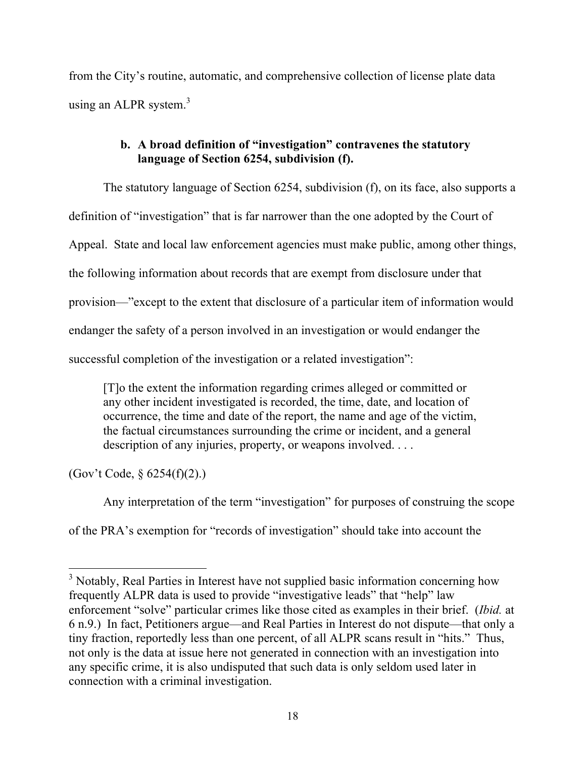from the City's routine, automatic, and comprehensive collection of license plate data using an ALPR system.[3]

**b. A broad definition of "investigation" contravenes the statutory language of Section 6254, subdivision (f).**

The statutory language of Section 6254, subdivision (f), on its face, also supports a definition of "investigation" that is far narrower than the one adopted by the Court of Appeal. State and local law enforcement agencies must make public, among other things, the following information about records that are exempt from disclosure under that provision—"except to the extent that disclosure of a particular item of information would endanger the safety of a person involved in an investigation or would endanger the successful completion of the investigation or a related investigation":

> [T]o the extent the information regarding crimes alleged or committed or any other incident investigated is recorded, the time, date, and location of occurrence, the time and date of the report, the name and age of the victim, the factual circumstances surrounding the crime or incident, and a general description of any injuries, property, or weapons involved. . . .

(Gov't Code, § 6254(f)(2).)

Any interpretation of the term "investigation" for purposes of construing the scope of the PRA's exemption for "records of investigation" should take into account the

---

[3] Notably, Real Parties in Interest have not supplied basic information concerning how frequently ALPR data is used to provide "investigative leads" that "help" law enforcement "solve" particular crimes like those cited as examples in their brief. (*Ibid.* at 6 n.9.) In fact, Petitioners argue—and Real Parties in Interest do not dispute—that only a tiny fraction, reportedly less than one percent, of all ALPR scans result in "hits." Thus, not only is the data at issue here not generated in connection with an investigation into any specific crime, it is also undisputed that such data is only seldom used later in connection with a criminal investigation.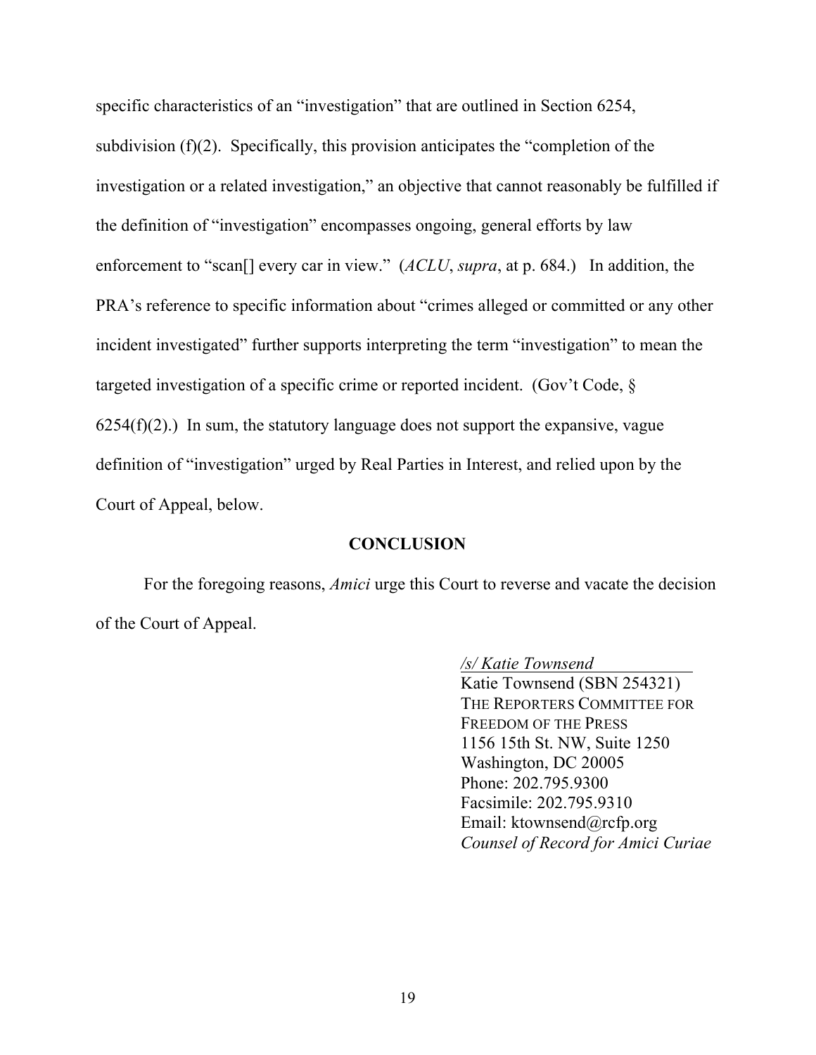specific characteristics of an "investigation" that are outlined in Section 6254, subdivision (f)(2). Specifically, this provision anticipates the "completion of the investigation or a related investigation," an objective that cannot reasonably be fulfilled if the definition of "investigation" encompasses ongoing, general efforts by law enforcement to "scan[] every car in view." (*ACLU*, *supra*, at p. 684.) In addition, the PRA's reference to specific information about "crimes alleged or committed or any other incident investigated" further supports interpreting the term "investigation" to mean the targeted investigation of a specific crime or reported incident. (Gov't Code, § 6254(f)(2).) In sum, the statutory language does not support the expansive, vague definition of "investigation" urged by Real Parties in Interest, and relied upon by the Court of Appeal, below.

## CONCLUSION

For the foregoing reasons, *Amici* urge this Court to reverse and vacate the decision of the Court of Appeal.

*/s/ Katie Townsend*
Katie Townsend (SBN 254321)
THE REPORTERS COMMITTEE FOR FREEDOM OF THE PRESS
1156 15th St. NW, Suite 1250
Washington, DC 20005
Phone: 202.795.9300
Facsimile: 202.795.9310
Email: ktownsend@rcfp.org
*Counsel of Record for Amici Curiae*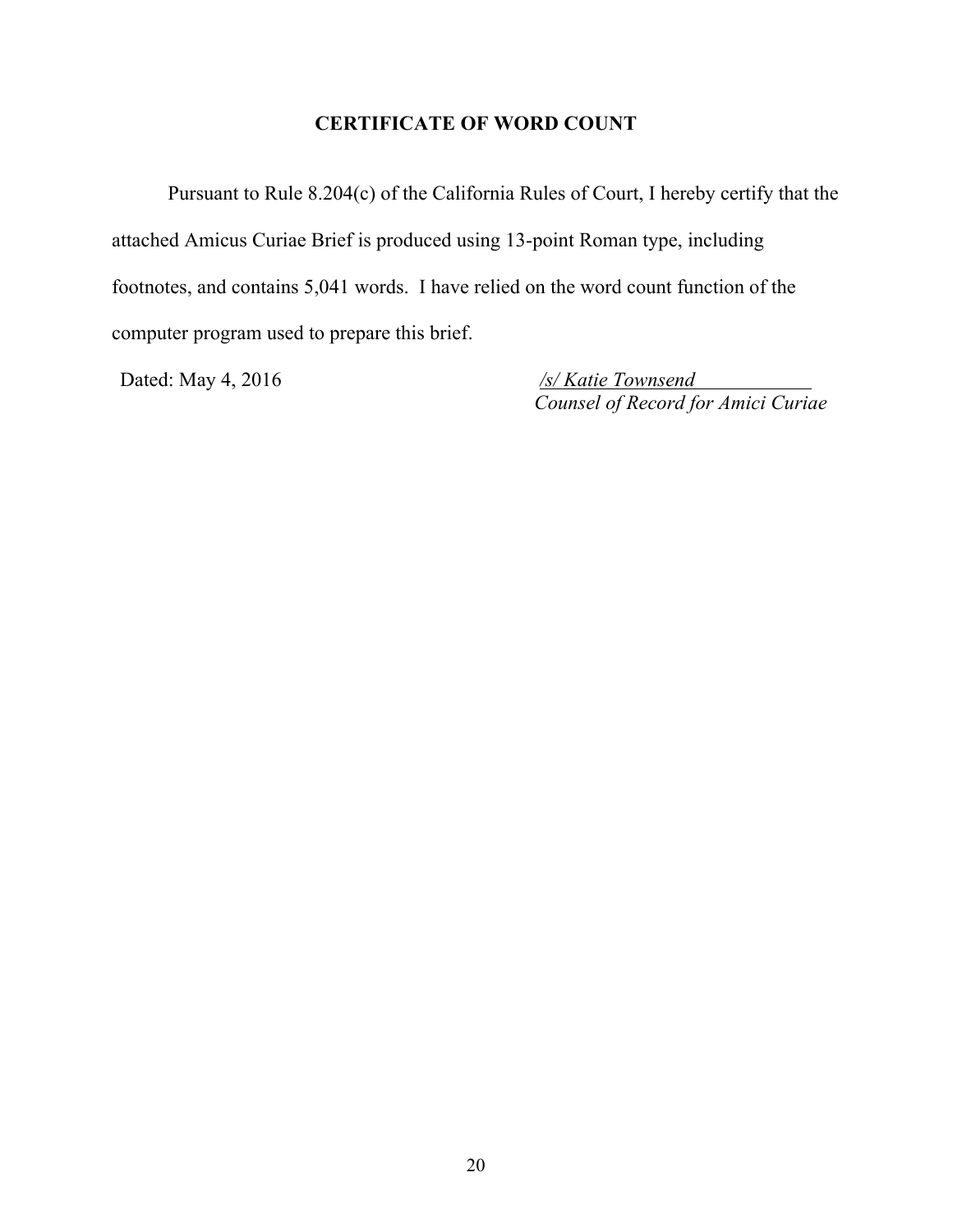## CERTIFICATE OF WORD COUNT

Pursuant to Rule 8.204(c) of the California Rules of Court, I hereby certify that the attached Amicus Curiae Brief is produced using 13-point Roman type, including footnotes, and contains 5,041 words. I have relied on the word count function of the computer program used to prepare this brief.

Dated: May 4, 2016

*/s/ Katie Townsend*
*Counsel of Record for Amici Curiae*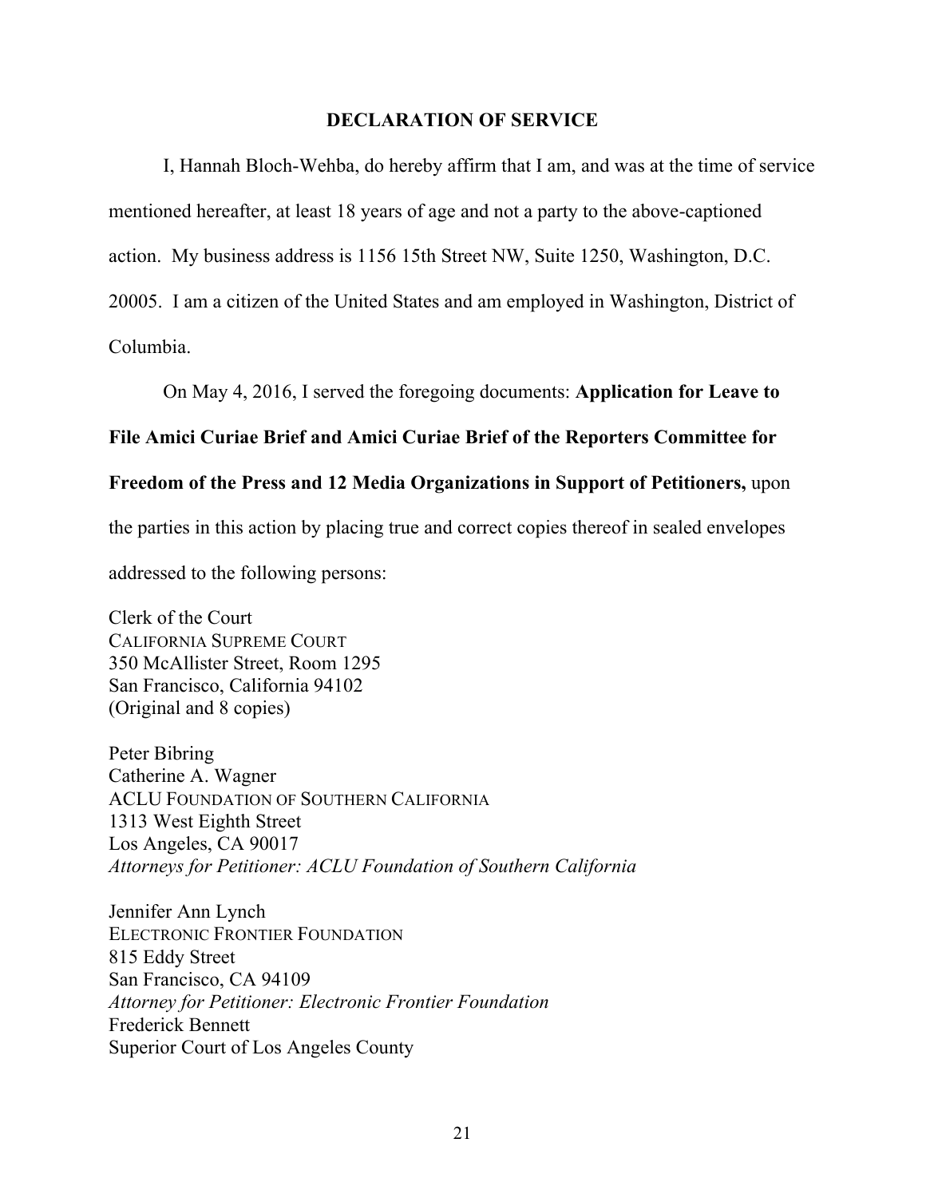## DECLARATION OF SERVICE

I, Hannah Bloch-Wehba, do hereby affirm that I am, and was at the time of service mentioned hereafter, at least 18 years of age and not a party to the above-captioned action. My business address is 1156 15th Street NW, Suite 1250, Washington, D.C. 20005. I am a citizen of the United States and am employed in Washington, District of Columbia.

On May 4, 2016, I served the foregoing documents: **Application for Leave to File Amici Curiae Brief and Amici Curiae Brief of the Reporters Committee for Freedom of the Press and 12 Media Organizations in Support of Petitioners,** upon the parties in this action by placing true and correct copies thereof in sealed envelopes addressed to the following persons:

Clerk of the Court
CALIFORNIA SUPREME COURT
350 McAllister Street, Room 1295
San Francisco, California 94102
(Original and 8 copies)

Peter Bibring
Catherine A. Wagner
ACLU FOUNDATION OF SOUTHERN CALIFORNIA
1313 West Eighth Street
Los Angeles, CA 90017
*Attorneys for Petitioner: ACLU Foundation of Southern California*

Jennifer Ann Lynch
ELECTRONIC FRONTIER FOUNDATION
815 Eddy Street
San Francisco, CA 94109
*Attorney for Petitioner: Electronic Frontier Foundation*
Frederick Bennett
Superior Court of Los Angeles County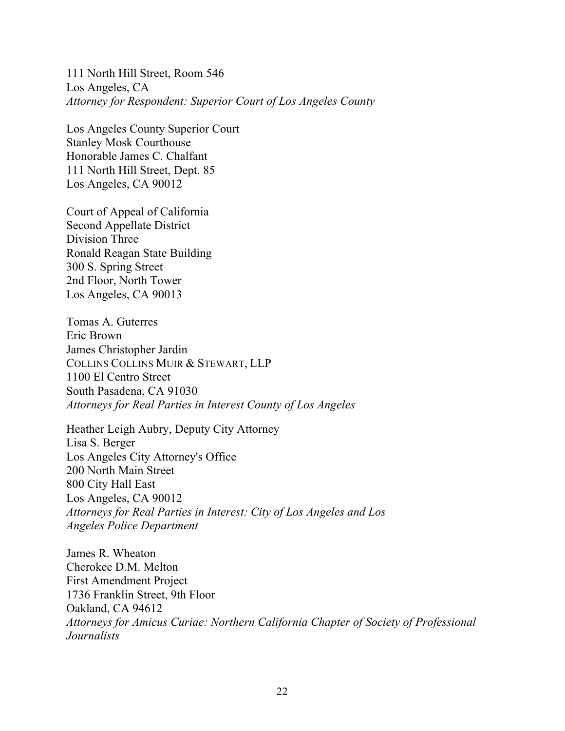111 North Hill Street, Room 546
Los Angeles, CA
*Attorney for Respondent: Superior Court of Los Angeles County*

Los Angeles County Superior Court
Stanley Mosk Courthouse
Honorable James C. Chalfant
111 North Hill Street, Dept. 85
Los Angeles, CA 90012

Court of Appeal of California
Second Appellate District
Division Three
Ronald Reagan State Building
300 S. Spring Street
2nd Floor, North Tower
Los Angeles, CA 90013

Tomas A. Guterres
Eric Brown
James Christopher Jardin
COLLINS COLLINS MUIR & STEWART, LLP
1100 El Centro Street
South Pasadena, CA 91030
*Attorneys for Real Parties in Interest County of Los Angeles*

Heather Leigh Aubry, Deputy City Attorney
Lisa S. Berger
Los Angeles City Attorney's Office
200 North Main Street
800 City Hall East
Los Angeles, CA 90012
*Attorneys for Real Parties in Interest: City of Los Angeles and Los Angeles Police Department*

James R. Wheaton
Cherokee D.M. Melton
First Amendment Project
1736 Franklin Street, 9th Floor
Oakland, CA 94612
*Attorneys for Amicus Curiae: Northern California Chapter of Society of Professional Journalists*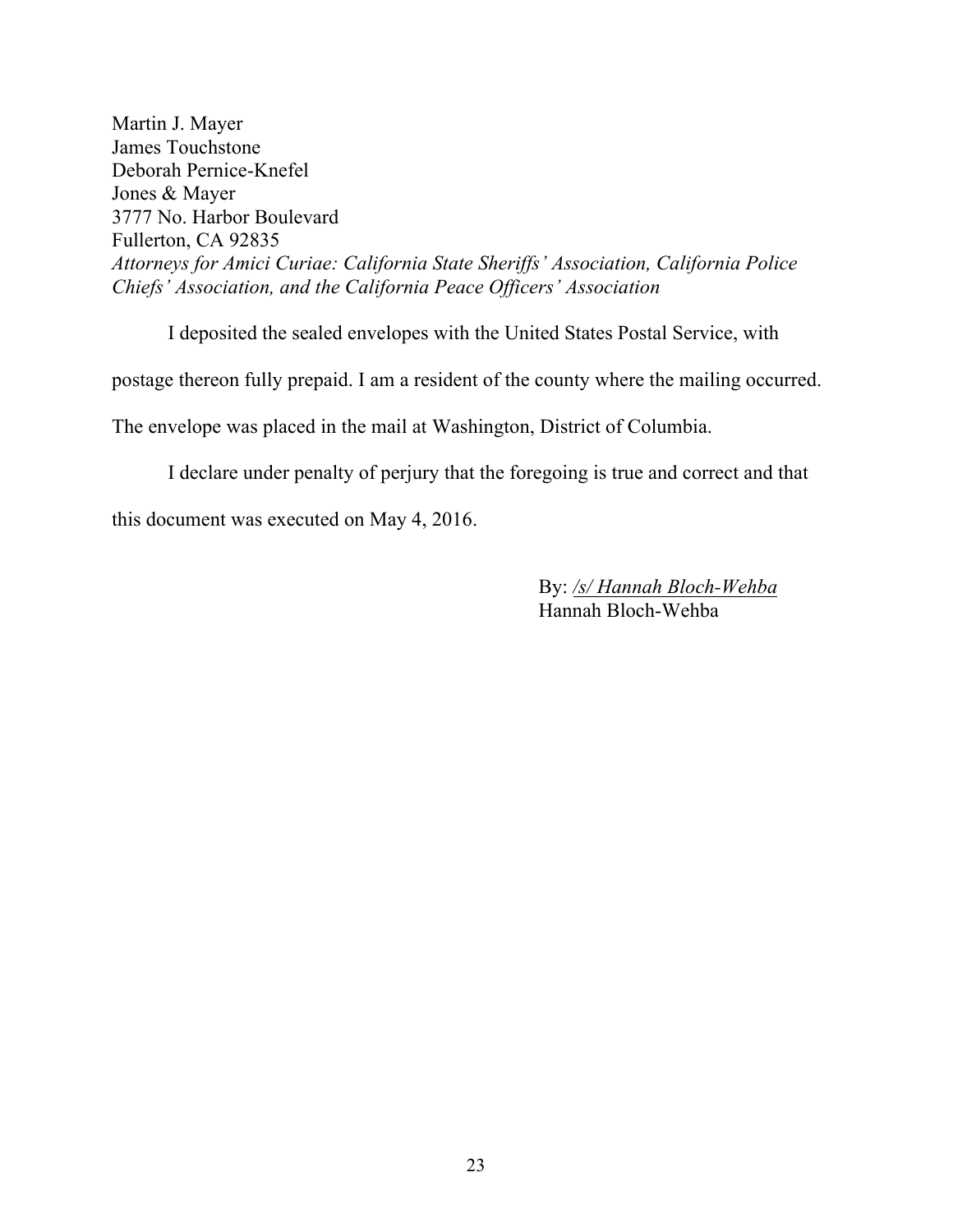Martin J. Mayer  
James Touchstone  
Deborah Pernice-Knefel  
Jones & Mayer  
3777 No. Harbor Boulevard  
Fullerton, CA 92835  
*Attorneys for Amici Curiae: California State Sheriffs' Association, California Police Chiefs' Association, and the California Peace Officers' Association*

I deposited the sealed envelopes with the United States Postal Service, with postage thereon fully prepaid. I am a resident of the county where the mailing occurred. The envelope was placed in the mail at Washington, District of Columbia.

I declare under penalty of perjury that the foregoing is true and correct and that this document was executed on May 4, 2016.

By: /s/ Hannah Bloch-Wehba  
Hannah Bloch-Wehba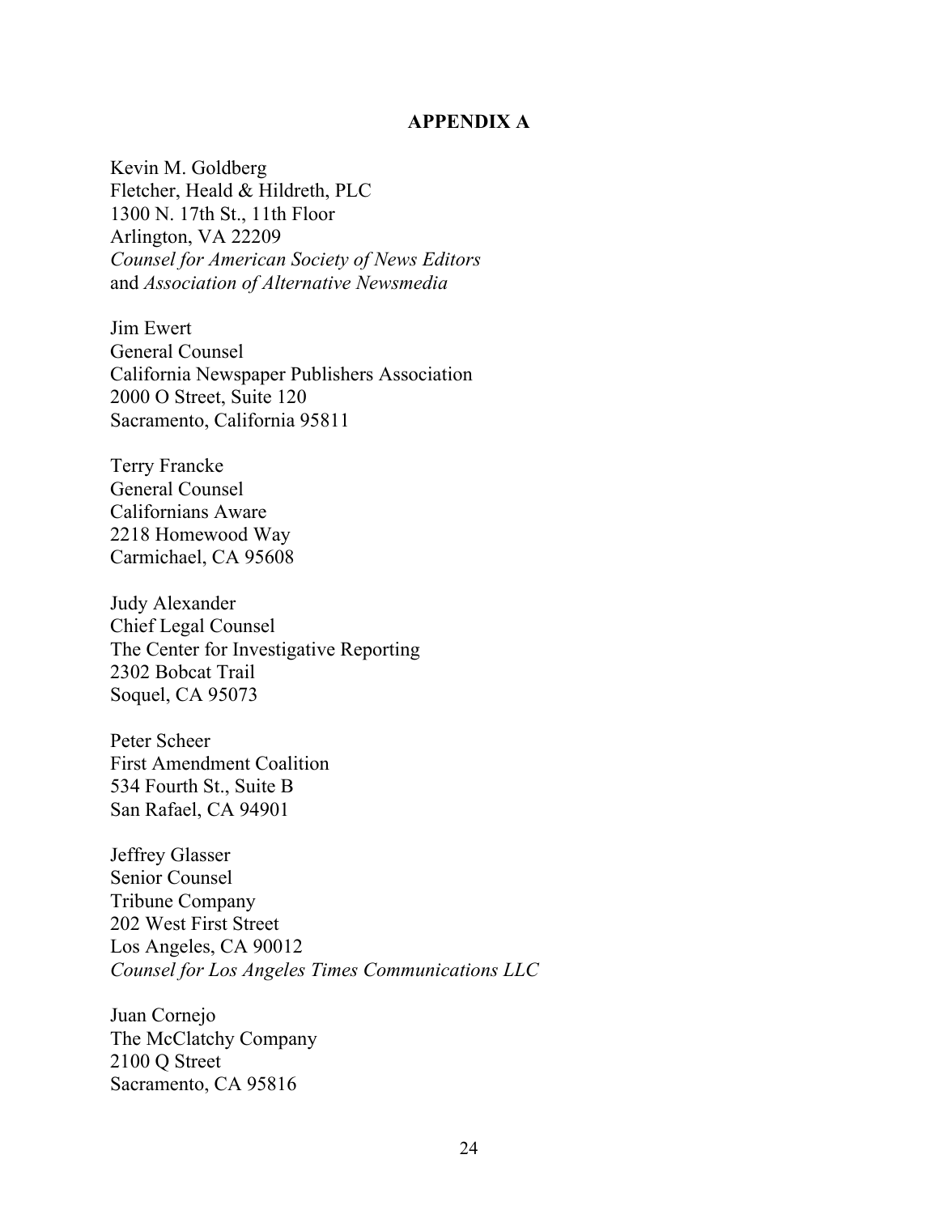## APPENDIX A

Kevin M. Goldberg
Fletcher, Heald & Hildreth, PLC
1300 N. 17th St., 11th Floor
Arlington, VA 22209
*Counsel for American Society of News Editors*
and *Association of Alternative Newsmedia*

Jim Ewert
General Counsel
California Newspaper Publishers Association
2000 O Street, Suite 120
Sacramento, California 95811

Terry Francke
General Counsel
Californians Aware
2218 Homewood Way
Carmichael, CA 95608

Judy Alexander
Chief Legal Counsel
The Center for Investigative Reporting
2302 Bobcat Trail
Soquel, CA 95073

Peter Scheer
First Amendment Coalition
534 Fourth St., Suite B
San Rafael, CA 94901

Jeffrey Glasser
Senior Counsel
Tribune Company
202 West First Street
Los Angeles, CA 90012
*Counsel for Los Angeles Times Communications LLC*

Juan Cornejo
The McClatchy Company
2100 Q Street
Sacramento, CA 95816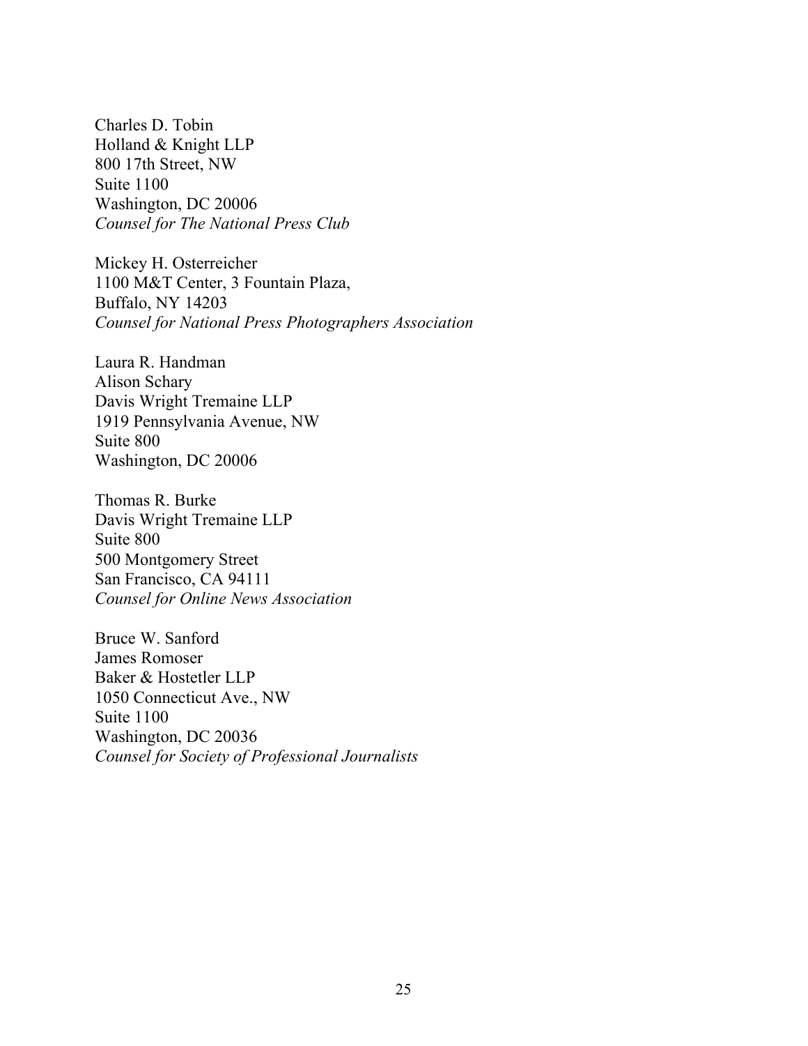Charles D. Tobin
Holland & Knight LLP
800 17th Street, NW
Suite 1100
Washington, DC 20006
*Counsel for The National Press Club*

Mickey H. Osterreicher
1100 M&T Center, 3 Fountain Plaza,
Buffalo, NY 14203
*Counsel for National Press Photographers Association*

Laura R. Handman
Alison Schary
Davis Wright Tremaine LLP
1919 Pennsylvania Avenue, NW
Suite 800
Washington, DC 20006

Thomas R. Burke
Davis Wright Tremaine LLP
Suite 800
500 Montgomery Street
San Francisco, CA 94111
*Counsel for Online News Association*

Bruce W. Sanford
James Romoser
Baker & Hostetler LLP
1050 Connecticut Ave., NW
Suite 1100
Washington, DC 20036
*Counsel for Society of Professional Journalists*